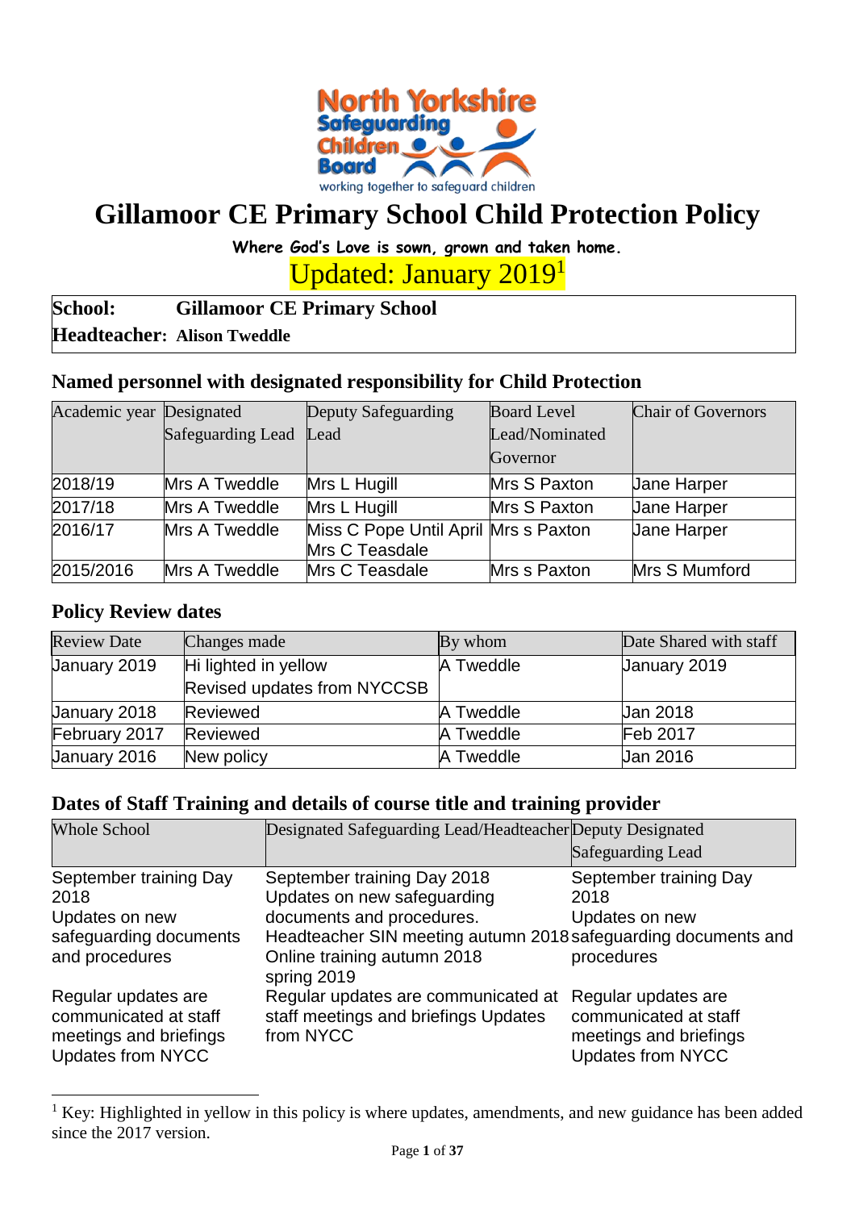North Yorkshire Safeguarding Children Board
working together to safeguard children

# Gillamoor CE Primary School Child Protection Policy

**Where God's Love is sown, grown and taken home.**

Updated: January 2019[1]

**School:** **Gillamoor CE Primary School**
**Headteacher:** **Alison Tweddle**

## Named personnel with designated responsibility for Child Protection

| Academic year | Designated Safeguarding Lead | Deputy Safeguarding Lead | Board Level Lead/Nominated Governor | Chair of Governors |
|---|---|---|---|---|
| 2018/19 | Mrs A Tweddle | Mrs L Hugill | Mrs S Paxton | Jane Harper |
| 2017/18 | Mrs A Tweddle | Mrs L Hugill | Mrs S Paxton | Jane Harper |
| 2016/17 | Mrs A Tweddle | Miss C Pope Until April Mrs C Teasdale | Mrs s Paxton | Jane Harper |
| 2015/2016 | Mrs A Tweddle | Mrs C Teasdale | Mrs s Paxton | Mrs S Mumford |

## Policy Review dates

| Review Date | Changes made | By whom | Date Shared with staff |
|---|---|---|---|
| January 2019 | Hi lighted in yellow Revised updates from NYCCSB | A Tweddle | January 2019 |
| January 2018 | Reviewed | A Tweddle | Jan 2018 |
| February 2017 | Reviewed | A Tweddle | Feb 2017 |
| January 2016 | New policy | A Tweddle | Jan 2016 |

## Dates of Staff Training and details of course title and training provider

| Whole School | Designated Safeguarding Lead/Headteacher | Deputy Designated Safeguarding Lead |
|---|---|---|
| September training Day 2018 Updates on new safeguarding documents and procedures | September training Day 2018 Updates on new safeguarding documents and procedures. Headteacher SIN meeting autumn 2018 Online training autumn 2018 spring 2019 | September training Day 2018 Updates on new safeguarding documents and procedures |
| Regular updates are communicated at staff meetings and briefings Updates from NYCC | Regular updates are communicated at staff meetings and briefings Updates from NYCC | Regular updates are communicated at staff meetings and briefings Updates from NYCC |

[1] Key: Highlighted in yellow in this policy is where updates, amendments, and new guidance has been added since the 2017 version.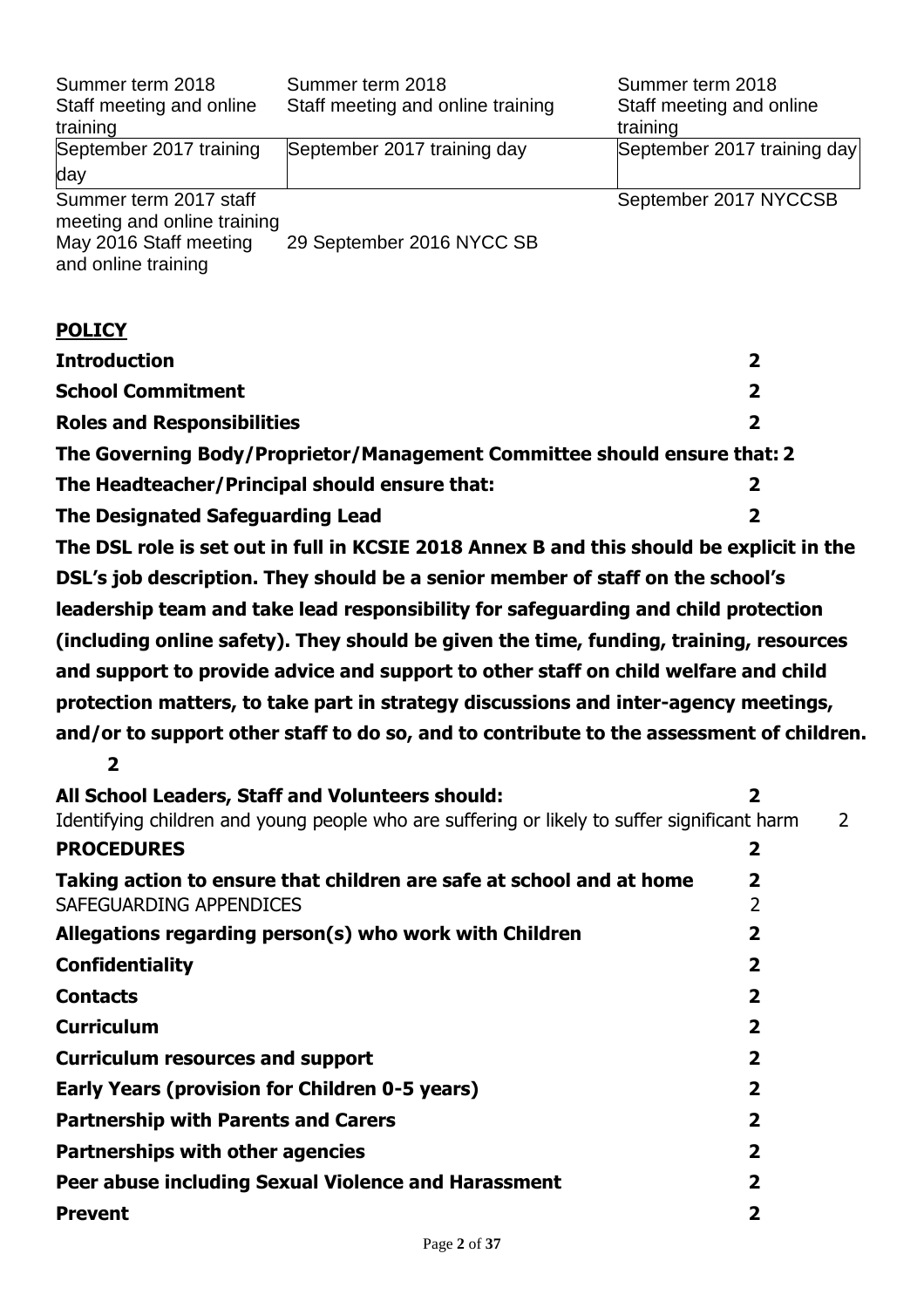| Summer term 2018 Staff meeting and online training | Summer term 2018 Staff meeting and online training | Summer term 2018 Staff meeting and online training |
|---|---|---|
| September 2017 training day | September 2017 training day | September 2017 training day |
| Summer term 2017 staff meeting and online training | | September 2017 NYCCSB |
| May 2016 Staff meeting and online training | 29 September 2016 NYCC SB | |

**POLICY**

**Introduction** 2

**School Commitment** 2

**Roles and Responsibilities** 2

**The Governing Body/Proprietor/Management Committee should ensure that:** 2

**The Headteacher/Principal should ensure that:** 2

**The Designated Safeguarding Lead** 2

**The DSL role is set out in full in KCSIE 2018 Annex B and this should be explicit in the DSL's job description. They should be a senior member of staff on the school's leadership team and take lead responsibility for safeguarding and child protection (including online safety). They should be given the time, funding, training, resources and support to provide advice and support to other staff on child welfare and child protection matters, to take part in strategy discussions and inter-agency meetings, and/or to support other staff to do so, and to contribute to the assessment of children.** 2

**All School Leaders, Staff and Volunteers should:** 2

Identifying children and young people who are suffering or likely to suffer significant harm 2

**PROCEDURES** 2

**Taking action to ensure that children are safe at school and at home** 2

SAFEGUARDING APPENDICES 2

**Allegations regarding person(s) who work with Children** 2

**Confidentiality** 2

**Contacts** 2

**Curriculum** 2

**Curriculum resources and support** 2

**Early Years (provision for Children 0-5 years)** 2

**Partnership with Parents and Carers** 2

**Partnerships with other agencies** 2

**Peer abuse including Sexual Violence and Harassment** 2

**Prevent** 2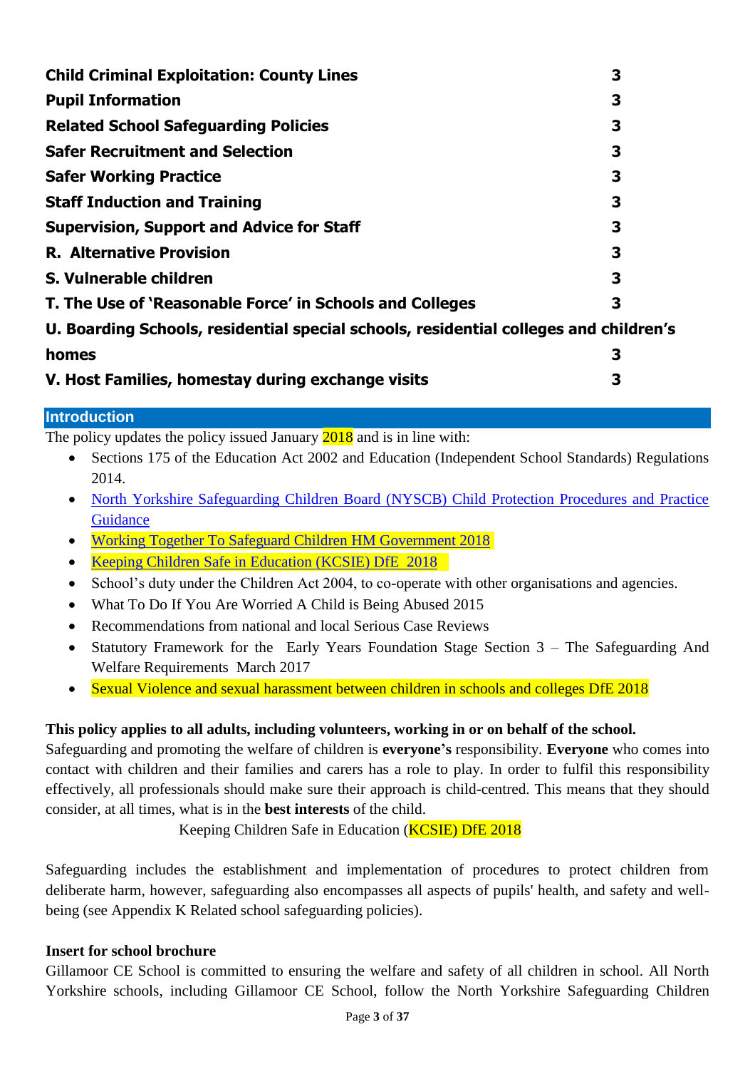| | |
|---|---|
| **Child Criminal Exploitation: County Lines** | **3** |
| **Pupil Information** | **3** |
| **Related School Safeguarding Policies** | **3** |
| **Safer Recruitment and Selection** | **3** |
| **Safer Working Practice** | **3** |
| **Staff Induction and Training** | **3** |
| **Supervision, Support and Advice for Staff** | **3** |
| **R. Alternative Provision** | **3** |
| **S. Vulnerable children** | **3** |
| **T. The Use of 'Reasonable Force' in Schools and Colleges** | **3** |
| **U. Boarding Schools, residential special schools, residential colleges and children's homes** | **3** |
| **V. Host Families, homestay during exchange visits** | **3** |

## Introduction

The policy updates the policy issued January 2018 and is in line with:

- Sections 175 of the Education Act 2002 and Education (Independent School Standards) Regulations 2014.
- North Yorkshire Safeguarding Children Board (NYSCB) Child Protection Procedures and Practice Guidance
- Working Together To Safeguard Children HM Government 2018
- Keeping Children Safe in Education (KCSIE) DfE 2018
- School's duty under the Children Act 2004, to co-operate with other organisations and agencies.
- What To Do If You Are Worried A Child is Being Abused 2015
- Recommendations from national and local Serious Case Reviews
- Statutory Framework for the Early Years Foundation Stage Section 3 – The Safeguarding And Welfare Requirements March 2017
- Sexual Violence and sexual harassment between children in schools and colleges DfE 2018

**This policy applies to all adults, including volunteers, working in or on behalf of the school.**
Safeguarding and promoting the welfare of children is **everyone's** responsibility. **Everyone** who comes into contact with children and their families and carers has a role to play. In order to fulfil this responsibility effectively, all professionals should make sure their approach is child-centred. This means that they should consider, at all times, what is in the **best interests** of the child.

Keeping Children Safe in Education (KCSIE) DfE 2018

Safeguarding includes the establishment and implementation of procedures to protect children from deliberate harm, however, safeguarding also encompasses all aspects of pupils' health, and safety and well-being (see Appendix K Related school safeguarding policies).

**Insert for school brochure**
Gillamoor CE School is committed to ensuring the welfare and safety of all children in school. All North Yorkshire schools, including Gillamoor CE School, follow the North Yorkshire Safeguarding Children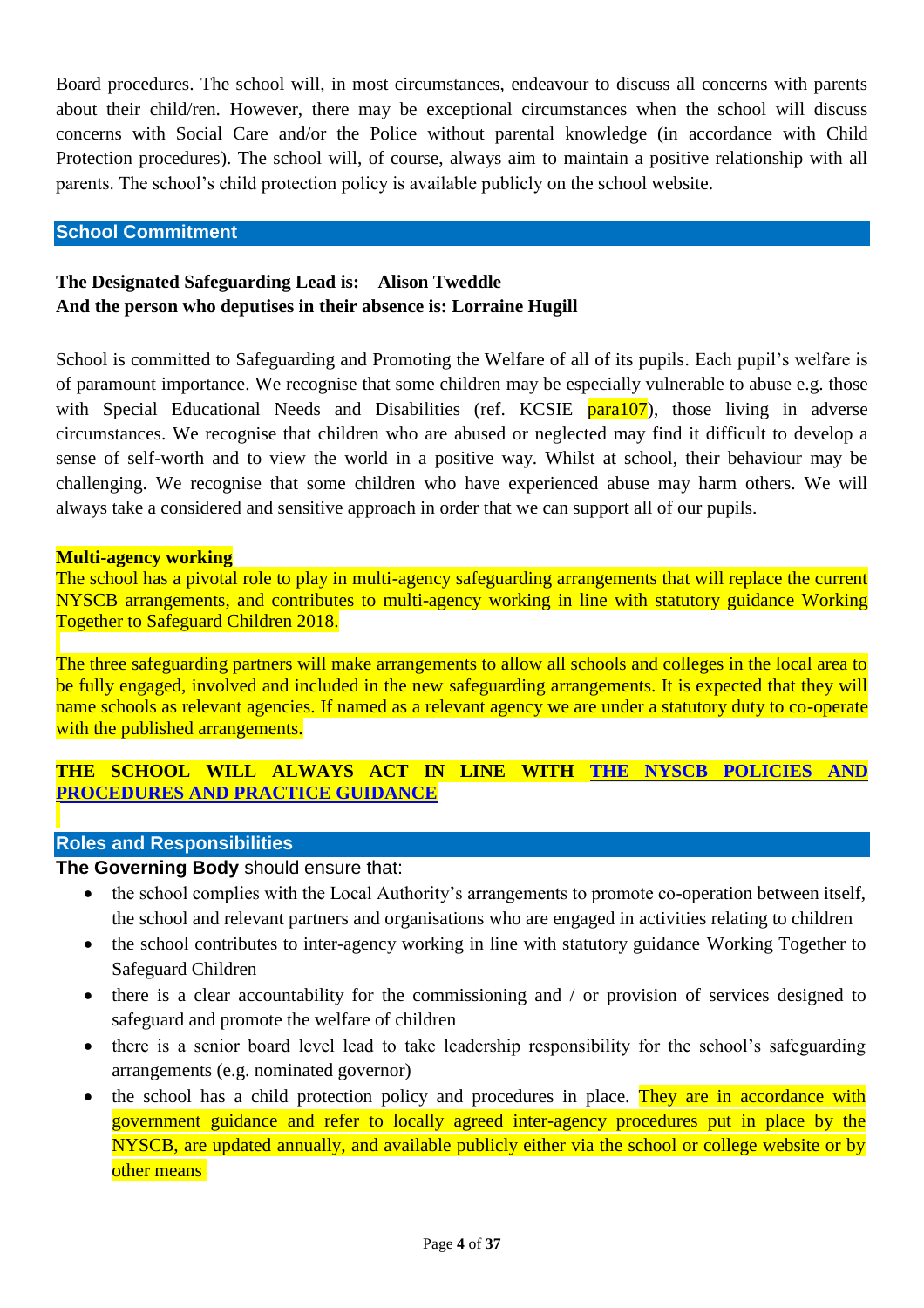Board procedures. The school will, in most circumstances, endeavour to discuss all concerns with parents about their child/ren. However, there may be exceptional circumstances when the school will discuss concerns with Social Care and/or the Police without parental knowledge (in accordance with Child Protection procedures). The school will, of course, always aim to maintain a positive relationship with all parents. The school's child protection policy is available publicly on the school website.

## School Commitment

**The Designated Safeguarding Lead is: Alison Tweddle**
**And the person who deputises in their absence is: Lorraine Hugill**

School is committed to Safeguarding and Promoting the Welfare of all of its pupils. Each pupil's welfare is of paramount importance. We recognise that some children may be especially vulnerable to abuse e.g. those with Special Educational Needs and Disabilities (ref. KCSIE para107), those living in adverse circumstances. We recognise that children who are abused or neglected may find it difficult to develop a sense of self-worth and to view the world in a positive way. Whilst at school, their behaviour may be challenging. We recognise that some children who have experienced abuse may harm others. We will always take a considered and sensitive approach in order that we can support all of our pupils.

**Multi-agency working**
The school has a pivotal role to play in multi-agency safeguarding arrangements that will replace the current NYSCB arrangements, and contributes to multi-agency working in line with statutory guidance Working Together to Safeguard Children 2018.

The three safeguarding partners will make arrangements to allow all schools and colleges in the local area to be fully engaged, involved and included in the new safeguarding arrangements. It is expected that they will name schools as relevant agencies. If named as a relevant agency we are under a statutory duty to co-operate with the published arrangements.

**THE SCHOOL WILL ALWAYS ACT IN LINE WITH THE NYSCB POLICIES AND PROCEDURES AND PRACTICE GUIDANCE**

## Roles and Responsibilities

**The Governing Body** should ensure that:

- the school complies with the Local Authority's arrangements to promote co-operation between itself, the school and relevant partners and organisations who are engaged in activities relating to children
- the school contributes to inter-agency working in line with statutory guidance Working Together to Safeguard Children
- there is a clear accountability for the commissioning and / or provision of services designed to safeguard and promote the welfare of children
- there is a senior board level lead to take leadership responsibility for the school's safeguarding arrangements (e.g. nominated governor)
- the school has a child protection policy and procedures in place. They are in accordance with government guidance and refer to locally agreed inter-agency procedures put in place by the NYSCB, are updated annually, and available publicly either via the school or college website or by other means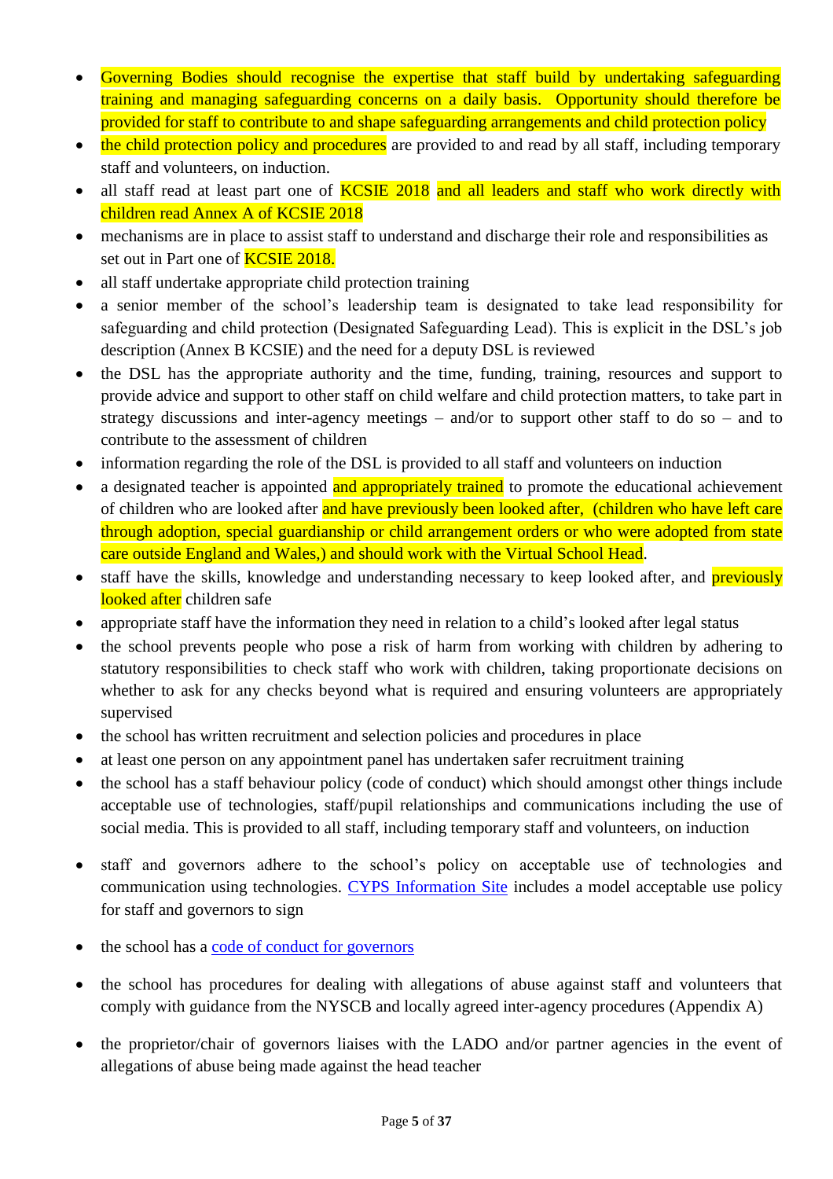- Governing Bodies should recognise the expertise that staff build by undertaking safeguarding training and managing safeguarding concerns on a daily basis. Opportunity should therefore be provided for staff to contribute to and shape safeguarding arrangements and child protection policy
- the child protection policy and procedures are provided to and read by all staff, including temporary staff and volunteers, on induction.
- all staff read at least part one of KCSIE 2018 and all leaders and staff who work directly with children read Annex A of KCSIE 2018
- mechanisms are in place to assist staff to understand and discharge their role and responsibilities as set out in Part one of KCSIE 2018.
- all staff undertake appropriate child protection training
- a senior member of the school's leadership team is designated to take lead responsibility for safeguarding and child protection (Designated Safeguarding Lead). This is explicit in the DSL's job description (Annex B KCSIE) and the need for a deputy DSL is reviewed
- the DSL has the appropriate authority and the time, funding, training, resources and support to provide advice and support to other staff on child welfare and child protection matters, to take part in strategy discussions and inter-agency meetings – and/or to support other staff to do so – and to contribute to the assessment of children
- information regarding the role of the DSL is provided to all staff and volunteers on induction
- a designated teacher is appointed and appropriately trained to promote the educational achievement of children who are looked after and have previously been looked after, (children who have left care through adoption, special guardianship or child arrangement orders or who were adopted from state care outside England and Wales,) and should work with the Virtual School Head.
- staff have the skills, knowledge and understanding necessary to keep looked after, and previously looked after children safe
- appropriate staff have the information they need in relation to a child's looked after legal status
- the school prevents people who pose a risk of harm from working with children by adhering to statutory responsibilities to check staff who work with children, taking proportionate decisions on whether to ask for any checks beyond what is required and ensuring volunteers are appropriately supervised
- the school has written recruitment and selection policies and procedures in place
- at least one person on any appointment panel has undertaken safer recruitment training
- the school has a staff behaviour policy (code of conduct) which should amongst other things include acceptable use of technologies, staff/pupil relationships and communications including the use of social media. This is provided to all staff, including temporary staff and volunteers, on induction
- staff and governors adhere to the school's policy on acceptable use of technologies and communication using technologies. CYPS Information Site includes a model acceptable use policy for staff and governors to sign
- the school has a code of conduct for governors
- the school has procedures for dealing with allegations of abuse against staff and volunteers that comply with guidance from the NYSCB and locally agreed inter-agency procedures (Appendix A)
- the proprietor/chair of governors liaises with the LADO and/or partner agencies in the event of allegations of abuse being made against the head teacher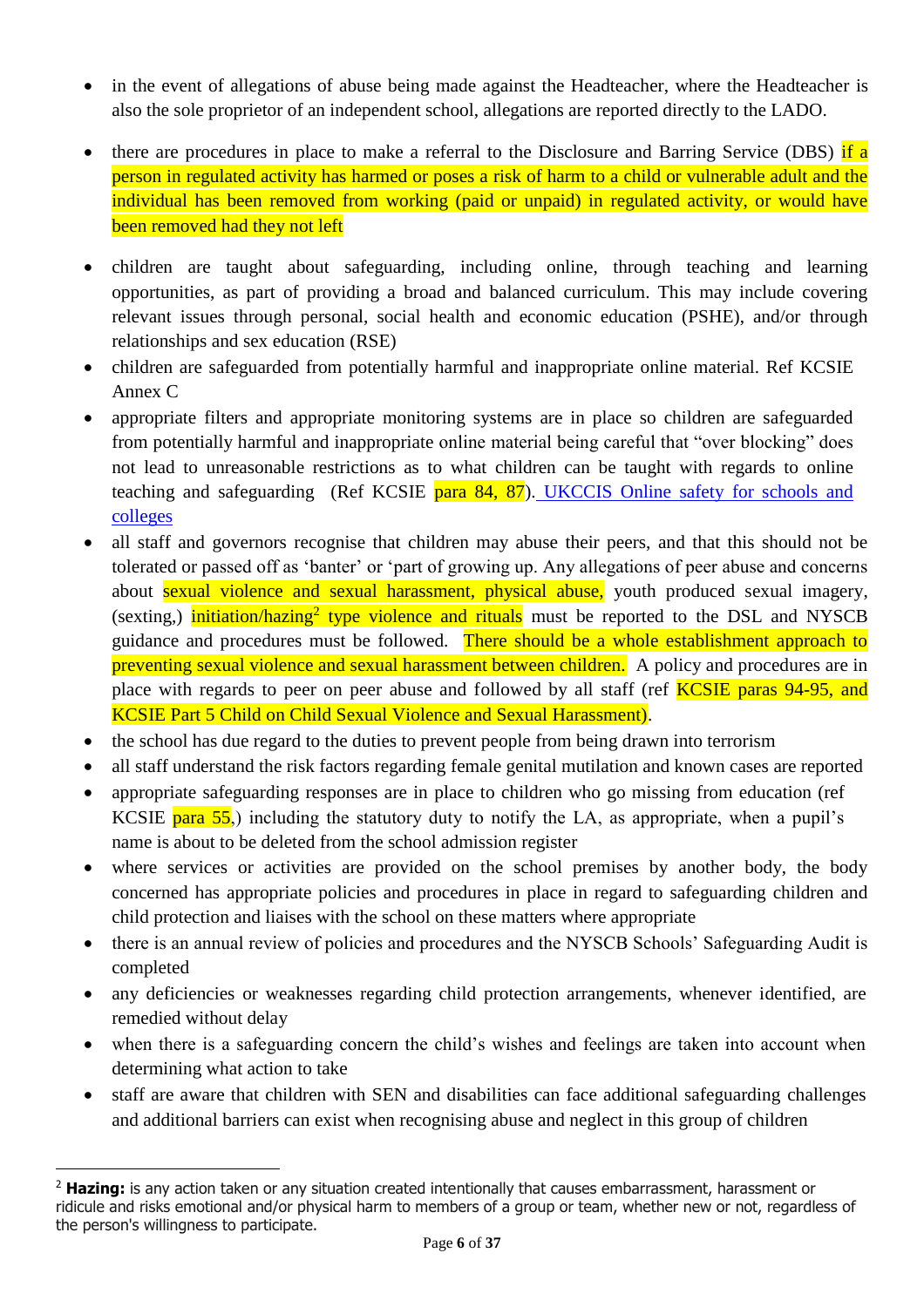- in the event of allegations of abuse being made against the Headteacher, where the Headteacher is also the sole proprietor of an independent school, allegations are reported directly to the LADO.

- there are procedures in place to make a referral to the Disclosure and Barring Service (DBS) if a person in regulated activity has harmed or poses a risk of harm to a child or vulnerable adult and the individual has been removed from working (paid or unpaid) in regulated activity, or would have been removed had they not left

- children are taught about safeguarding, including online, through teaching and learning opportunities, as part of providing a broad and balanced curriculum. This may include covering relevant issues through personal, social health and economic education (PSHE), and/or through relationships and sex education (RSE)
- children are safeguarded from potentially harmful and inappropriate online material. Ref KCSIE Annex C
- appropriate filters and appropriate monitoring systems are in place so children are safeguarded from potentially harmful and inappropriate online material being careful that "over blocking" does not lead to unreasonable restrictions as to what children can be taught with regards to online teaching and safeguarding (Ref KCSIE para 84, 87). UKCCIS Online safety for schools and colleges
- all staff and governors recognise that children may abuse their peers, and that this should not be tolerated or passed off as 'banter' or 'part of growing up. Any allegations of peer abuse and concerns about sexual violence and sexual harassment, physical abuse, youth produced sexual imagery, (sexting,) initiation/hazing[2] type violence and rituals must be reported to the DSL and NYSCB guidance and procedures must be followed. There should be a whole establishment approach to preventing sexual violence and sexual harassment between children. A policy and procedures are in place with regards to peer on peer abuse and followed by all staff (ref KCSIE paras 94-95, and KCSIE Part 5 Child on Child Sexual Violence and Sexual Harassment).
- the school has due regard to the duties to prevent people from being drawn into terrorism
- all staff understand the risk factors regarding female genital mutilation and known cases are reported
- appropriate safeguarding responses are in place to children who go missing from education (ref KCSIE para 55,) including the statutory duty to notify the LA, as appropriate, when a pupil's name is about to be deleted from the school admission register
- where services or activities are provided on the school premises by another body, the body concerned has appropriate policies and procedures in place in regard to safeguarding children and child protection and liaises with the school on these matters where appropriate
- there is an annual review of policies and procedures and the NYSCB Schools' Safeguarding Audit is completed
- any deficiencies or weaknesses regarding child protection arrangements, whenever identified, are remedied without delay
- when there is a safeguarding concern the child's wishes and feelings are taken into account when determining what action to take
- staff are aware that children with SEN and disabilities can face additional safeguarding challenges and additional barriers can exist when recognising abuse and neglect in this group of children

---

[2] **Hazing:** is any action taken or any situation created intentionally that causes embarrassment, harassment or ridicule and risks emotional and/or physical harm to members of a group or team, whether new or not, regardless of the person's willingness to participate.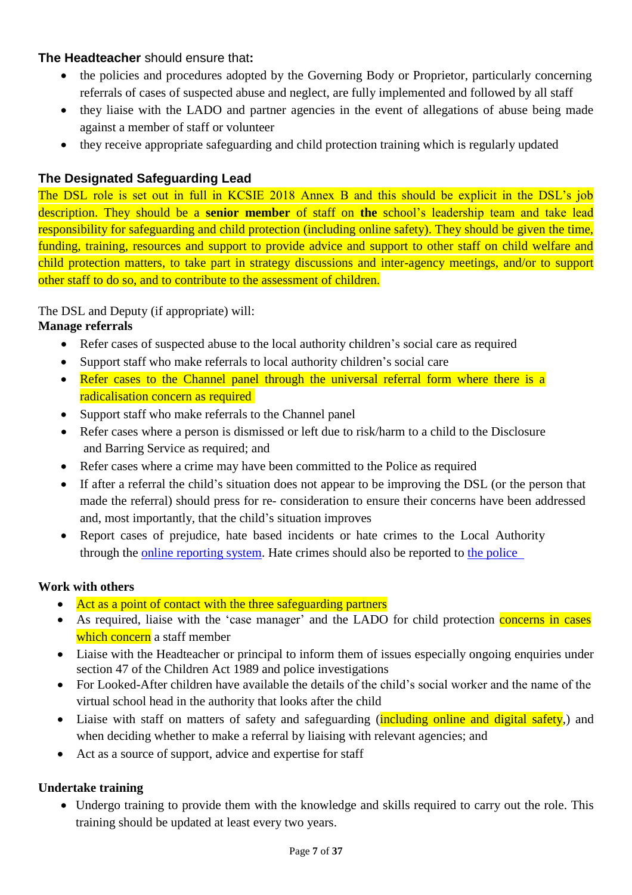**The Headteacher** should ensure that**:**

- the policies and procedures adopted by the Governing Body or Proprietor, particularly concerning referrals of cases of suspected abuse and neglect, are fully implemented and followed by all staff
- they liaise with the LADO and partner agencies in the event of allegations of abuse being made against a member of staff or volunteer
- they receive appropriate safeguarding and child protection training which is regularly updated

### The Designated Safeguarding Lead

The DSL role is set out in full in KCSIE 2018 Annex B and this should be explicit in the DSL's job description. They should be a **senior member** of staff on **the** school's leadership team and take lead responsibility for safeguarding and child protection (including online safety). They should be given the time, funding, training, resources and support to provide advice and support to other staff on child welfare and child protection matters, to take part in strategy discussions and inter-agency meetings, and/or to support other staff to do so, and to contribute to the assessment of children.

The DSL and Deputy (if appropriate) will:

**Manage referrals**

- Refer cases of suspected abuse to the local authority children's social care as required
- Support staff who make referrals to local authority children's social care
- Refer cases to the Channel panel through the universal referral form where there is a radicalisation concern as required
- Support staff who make referrals to the Channel panel
- Refer cases where a person is dismissed or left due to risk/harm to a child to the Disclosure and Barring Service as required; and
- Refer cases where a crime may have been committed to the Police as required
- If after a referral the child's situation does not appear to be improving the DSL (or the person that made the referral) should press for re- consideration to ensure their concerns have been addressed and, most importantly, that the child's situation improves
- Report cases of prejudice, hate based incidents or hate crimes to the Local Authority through the online reporting system. Hate crimes should also be reported to the police

**Work with others**

- Act as a point of contact with the three safeguarding partners
- As required, liaise with the 'case manager' and the LADO for child protection concerns in cases which concern a staff member
- Liaise with the Headteacher or principal to inform them of issues especially ongoing enquiries under section 47 of the Children Act 1989 and police investigations
- For Looked-After children have available the details of the child's social worker and the name of the virtual school head in the authority that looks after the child
- Liaise with staff on matters of safety and safeguarding (including online and digital safety,) and when deciding whether to make a referral by liaising with relevant agencies; and
- Act as a source of support, advice and expertise for staff

**Undertake training**

- Undergo training to provide them with the knowledge and skills required to carry out the role. This training should be updated at least every two years.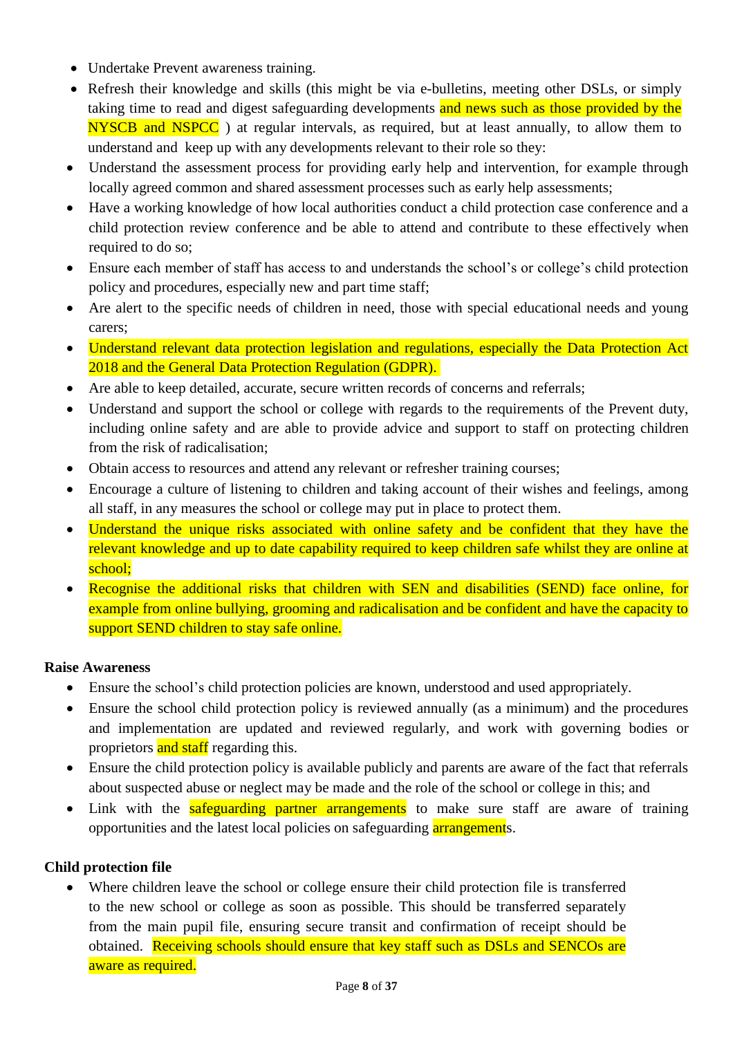- Undertake Prevent awareness training.
- Refresh their knowledge and skills (this might be via e-bulletins, meeting other DSLs, or simply taking time to read and digest safeguarding developments and news such as those provided by the NYSCB and NSPCC ) at regular intervals, as required, but at least annually, to allow them to understand and keep up with any developments relevant to their role so they:
- Understand the assessment process for providing early help and intervention, for example through locally agreed common and shared assessment processes such as early help assessments;
- Have a working knowledge of how local authorities conduct a child protection case conference and a child protection review conference and be able to attend and contribute to these effectively when required to do so;
- Ensure each member of staff has access to and understands the school's or college's child protection policy and procedures, especially new and part time staff;
- Are alert to the specific needs of children in need, those with special educational needs and young carers;
- Understand relevant data protection legislation and regulations, especially the Data Protection Act 2018 and the General Data Protection Regulation (GDPR).
- Are able to keep detailed, accurate, secure written records of concerns and referrals;
- Understand and support the school or college with regards to the requirements of the Prevent duty, including online safety and are able to provide advice and support to staff on protecting children from the risk of radicalisation;
- Obtain access to resources and attend any relevant or refresher training courses;
- Encourage a culture of listening to children and taking account of their wishes and feelings, among all staff, in any measures the school or college may put in place to protect them.
- Understand the unique risks associated with online safety and be confident that they have the relevant knowledge and up to date capability required to keep children safe whilst they are online at school;
- Recognise the additional risks that children with SEN and disabilities (SEND) face online, for example from online bullying, grooming and radicalisation and be confident and have the capacity to support SEND children to stay safe online.

**Raise Awareness**

- Ensure the school's child protection policies are known, understood and used appropriately.
- Ensure the school child protection policy is reviewed annually (as a minimum) and the procedures and implementation are updated and reviewed regularly, and work with governing bodies or proprietors and staff regarding this.
- Ensure the child protection policy is available publicly and parents are aware of the fact that referrals about suspected abuse or neglect may be made and the role of the school or college in this; and
- Link with the safeguarding partner arrangements to make sure staff are aware of training opportunities and the latest local policies on safeguarding arrangements.

**Child protection file**

- Where children leave the school or college ensure their child protection file is transferred to the new school or college as soon as possible. This should be transferred separately from the main pupil file, ensuring secure transit and confirmation of receipt should be obtained. Receiving schools should ensure that key staff such as DSLs and SENCOs are aware as required.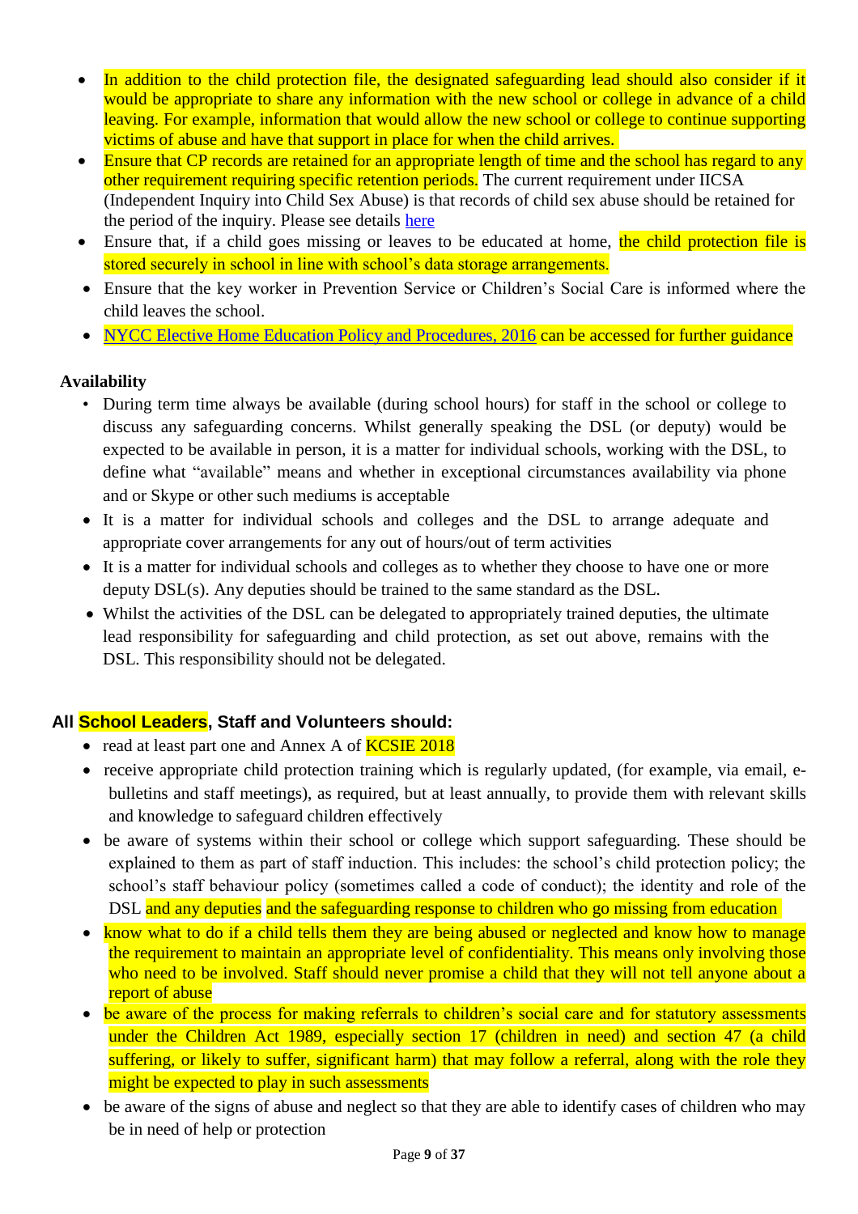- In addition to the child protection file, the designated safeguarding lead should also consider if it would be appropriate to share any information with the new school or college in advance of a child leaving. For example, information that would allow the new school or college to continue supporting victims of abuse and have that support in place for when the child arrives.
- Ensure that CP records are retained for an appropriate length of time and the school has regard to any other requirement requiring specific retention periods. The current requirement under IICSA (Independent Inquiry into Child Sex Abuse) is that records of child sex abuse should be retained for the period of the inquiry. Please see details here
- Ensure that, if a child goes missing or leaves to be educated at home, the child protection file is stored securely in school in line with school's data storage arrangements.
- Ensure that the key worker in Prevention Service or Children's Social Care is informed where the child leaves the school.
- NYCC Elective Home Education Policy and Procedures, 2016 can be accessed for further guidance

**Availability**

- During term time always be available (during school hours) for staff in the school or college to discuss any safeguarding concerns. Whilst generally speaking the DSL (or deputy) would be expected to be available in person, it is a matter for individual schools, working with the DSL, to define what "available" means and whether in exceptional circumstances availability via phone and or Skype or other such mediums is acceptable
- It is a matter for individual schools and colleges and the DSL to arrange adequate and appropriate cover arrangements for any out of hours/out of term activities
- It is a matter for individual schools and colleges as to whether they choose to have one or more deputy DSL(s). Any deputies should be trained to the same standard as the DSL.
- Whilst the activities of the DSL can be delegated to appropriately trained deputies, the ultimate lead responsibility for safeguarding and child protection, as set out above, remains with the DSL. This responsibility should not be delegated.

**All School Leaders, Staff and Volunteers should:**

- read at least part one and Annex A of KCSIE 2018
- receive appropriate child protection training which is regularly updated, (for example, via email, e-bulletins and staff meetings), as required, but at least annually, to provide them with relevant skills and knowledge to safeguard children effectively
- be aware of systems within their school or college which support safeguarding. These should be explained to them as part of staff induction. This includes: the school's child protection policy; the school's staff behaviour policy (sometimes called a code of conduct); the identity and role of the DSL and any deputies and the safeguarding response to children who go missing from education
- know what to do if a child tells them they are being abused or neglected and know how to manage the requirement to maintain an appropriate level of confidentiality. This means only involving those who need to be involved. Staff should never promise a child that they will not tell anyone about a report of abuse
- be aware of the process for making referrals to children's social care and for statutory assessments under the Children Act 1989, especially section 17 (children in need) and section 47 (a child suffering, or likely to suffer, significant harm) that may follow a referral, along with the role they might be expected to play in such assessments
- be aware of the signs of abuse and neglect so that they are able to identify cases of children who may be in need of help or protection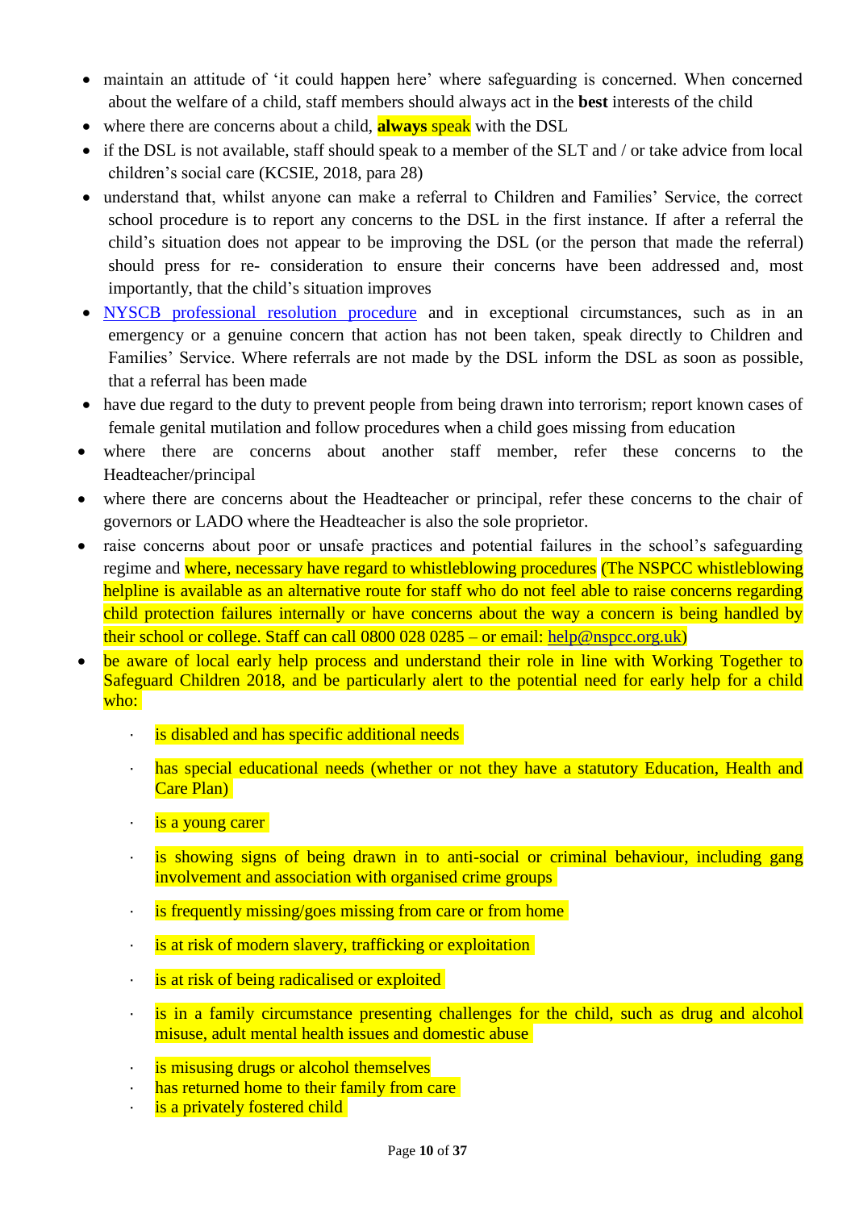- maintain an attitude of 'it could happen here' where safeguarding is concerned. When concerned about the welfare of a child, staff members should always act in the **best** interests of the child
- where there are concerns about a child, **always** speak with the DSL
- if the DSL is not available, staff should speak to a member of the SLT and / or take advice from local children's social care (KCSIE, 2018, para 28)
- understand that, whilst anyone can make a referral to Children and Families' Service, the correct school procedure is to report any concerns to the DSL in the first instance. If after a referral the child's situation does not appear to be improving the DSL (or the person that made the referral) should press for re- consideration to ensure their concerns have been addressed and, most importantly, that the child's situation improves
- NYSCB professional resolution procedure and in exceptional circumstances, such as in an emergency or a genuine concern that action has not been taken, speak directly to Children and Families' Service. Where referrals are not made by the DSL inform the DSL as soon as possible, that a referral has been made
- have due regard to the duty to prevent people from being drawn into terrorism; report known cases of female genital mutilation and follow procedures when a child goes missing from education
- where there are concerns about another staff member, refer these concerns to the Headteacher/principal
- where there are concerns about the Headteacher or principal, refer these concerns to the chair of governors or LADO where the Headteacher is also the sole proprietor.
- raise concerns about poor or unsafe practices and potential failures in the school's safeguarding regime and where, necessary have regard to whistleblowing procedures (The NSPCC whistleblowing helpline is available as an alternative route for staff who do not feel able to raise concerns regarding child protection failures internally or have concerns about the way a concern is being handled by their school or college. Staff can call 0800 028 0285 – or email: help@nspcc.org.uk)
- be aware of local early help process and understand their role in line with Working Together to Safeguard Children 2018, and be particularly alert to the potential need for early help for a child who:
  - is disabled and has specific additional needs
  - has special educational needs (whether or not they have a statutory Education, Health and Care Plan)
  - is a young carer
  - is showing signs of being drawn in to anti-social or criminal behaviour, including gang involvement and association with organised crime groups
  - is frequently missing/goes missing from care or from home
  - is at risk of modern slavery, trafficking or exploitation
  - is at risk of being radicalised or exploited
  - is in a family circumstance presenting challenges for the child, such as drug and alcohol misuse, adult mental health issues and domestic abuse
  - is misusing drugs or alcohol themselves
  - has returned home to their family from care
  - is a privately fostered child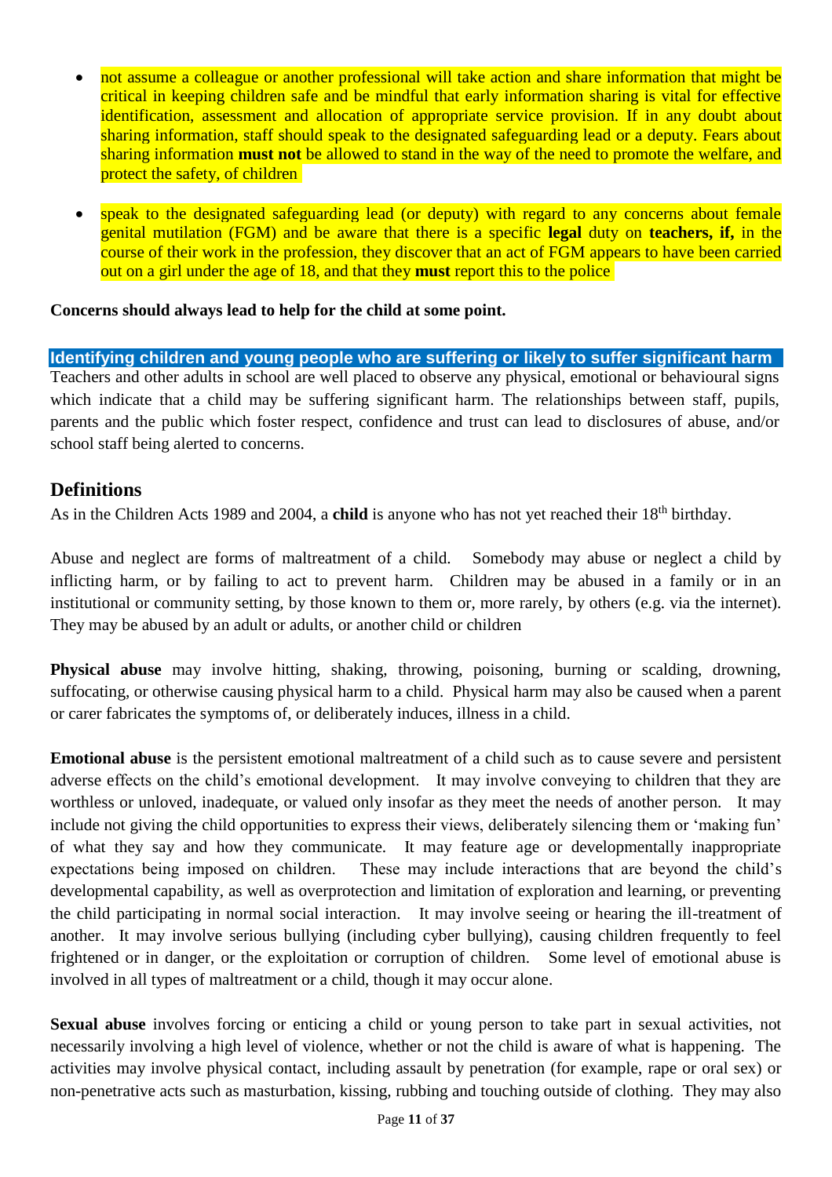- not assume a colleague or another professional will take action and share information that might be critical in keeping children safe and be mindful that early information sharing is vital for effective identification, assessment and allocation of appropriate service provision. If in any doubt about sharing information, staff should speak to the designated safeguarding lead or a deputy. Fears about sharing information **must not** be allowed to stand in the way of the need to promote the welfare, and protect the safety, of children

- speak to the designated safeguarding lead (or deputy) with regard to any concerns about female genital mutilation (FGM) and be aware that there is a specific **legal** duty on **teachers, if,** in the course of their work in the profession, they discover that an act of FGM appears to have been carried out on a girl under the age of 18, and that they **must** report this to the police

**Concerns should always lead to help for the child at some point.**

### Identifying children and young people who are suffering or likely to suffer significant harm

Teachers and other adults in school are well placed to observe any physical, emotional or behavioural signs which indicate that a child may be suffering significant harm. The relationships between staff, pupils, parents and the public which foster respect, confidence and trust can lead to disclosures of abuse, and/or school staff being alerted to concerns.

## Definitions

As in the Children Acts 1989 and 2004, a **child** is anyone who has not yet reached their 18th birthday.

Abuse and neglect are forms of maltreatment of a child. Somebody may abuse or neglect a child by inflicting harm, or by failing to act to prevent harm. Children may be abused in a family or in an institutional or community setting, by those known to them or, more rarely, by others (e.g. via the internet). They may be abused by an adult or adults, or another child or children

**Physical abuse** may involve hitting, shaking, throwing, poisoning, burning or scalding, drowning, suffocating, or otherwise causing physical harm to a child. Physical harm may also be caused when a parent or carer fabricates the symptoms of, or deliberately induces, illness in a child.

**Emotional abuse** is the persistent emotional maltreatment of a child such as to cause severe and persistent adverse effects on the child's emotional development. It may involve conveying to children that they are worthless or unloved, inadequate, or valued only insofar as they meet the needs of another person. It may include not giving the child opportunities to express their views, deliberately silencing them or 'making fun' of what they say and how they communicate. It may feature age or developmentally inappropriate expectations being imposed on children. These may include interactions that are beyond the child's developmental capability, as well as overprotection and limitation of exploration and learning, or preventing the child participating in normal social interaction. It may involve seeing or hearing the ill-treatment of another. It may involve serious bullying (including cyber bullying), causing children frequently to feel frightened or in danger, or the exploitation or corruption of children. Some level of emotional abuse is involved in all types of maltreatment or a child, though it may occur alone.

**Sexual abuse** involves forcing or enticing a child or young person to take part in sexual activities, not necessarily involving a high level of violence, whether or not the child is aware of what is happening. The activities may involve physical contact, including assault by penetration (for example, rape or oral sex) or non-penetrative acts such as masturbation, kissing, rubbing and touching outside of clothing. They may also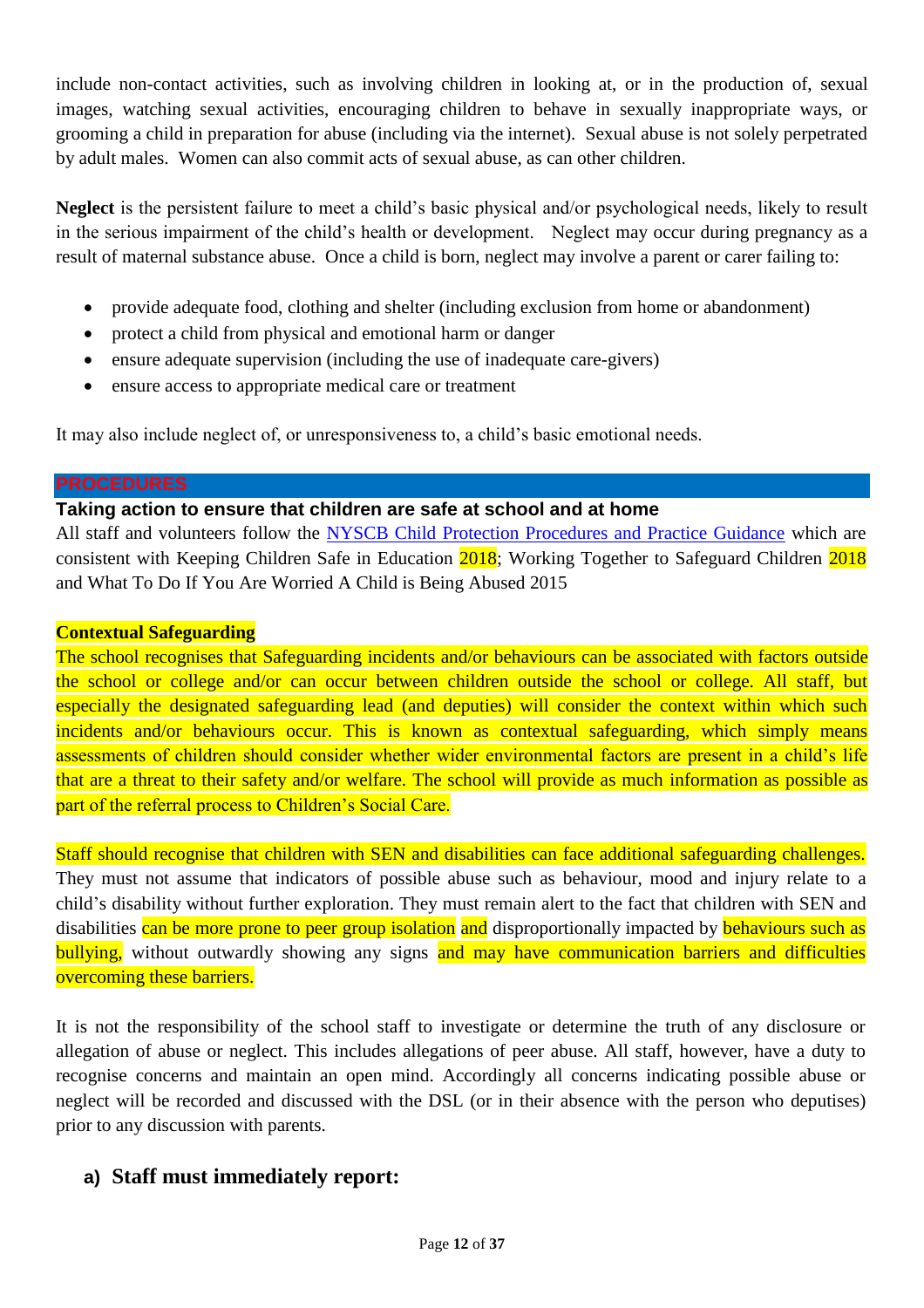include non-contact activities, such as involving children in looking at, or in the production of, sexual images, watching sexual activities, encouraging children to behave in sexually inappropriate ways, or grooming a child in preparation for abuse (including via the internet). Sexual abuse is not solely perpetrated by adult males. Women can also commit acts of sexual abuse, as can other children.

**Neglect** is the persistent failure to meet a child's basic physical and/or psychological needs, likely to result in the serious impairment of the child's health or development. Neglect may occur during pregnancy as a result of maternal substance abuse. Once a child is born, neglect may involve a parent or carer failing to:

- provide adequate food, clothing and shelter (including exclusion from home or abandonment)
- protect a child from physical and emotional harm or danger
- ensure adequate supervision (including the use of inadequate care-givers)
- ensure access to appropriate medical care or treatment

It may also include neglect of, or unresponsiveness to, a child's basic emotional needs.

## PROCEDURES

### Taking action to ensure that children are safe at school and at home

All staff and volunteers follow the NYSCB Child Protection Procedures and Practice Guidance which are consistent with Keeping Children Safe in Education 2018; Working Together to Safeguard Children 2018 and What To Do If You Are Worried A Child is Being Abused 2015

**Contextual Safeguarding**

The school recognises that Safeguarding incidents and/or behaviours can be associated with factors outside the school or college and/or can occur between children outside the school or college. All staff, but especially the designated safeguarding lead (and deputies) will consider the context within which such incidents and/or behaviours occur. This is known as contextual safeguarding, which simply means assessments of children should consider whether wider environmental factors are present in a child's life that are a threat to their safety and/or welfare. The school will provide as much information as possible as part of the referral process to Children's Social Care.

Staff should recognise that children with SEN and disabilities can face additional safeguarding challenges. They must not assume that indicators of possible abuse such as behaviour, mood and injury relate to a child's disability without further exploration. They must remain alert to the fact that children with SEN and disabilities can be more prone to peer group isolation and disproportionally impacted by behaviours such as bullying, without outwardly showing any signs and may have communication barriers and difficulties overcoming these barriers.

It is not the responsibility of the school staff to investigate or determine the truth of any disclosure or allegation of abuse or neglect. This includes allegations of peer abuse. All staff, however, have a duty to recognise concerns and maintain an open mind. Accordingly all concerns indicating possible abuse or neglect will be recorded and discussed with the DSL (or in their absence with the person who deputises) prior to any discussion with parents.

### a) Staff must immediately report: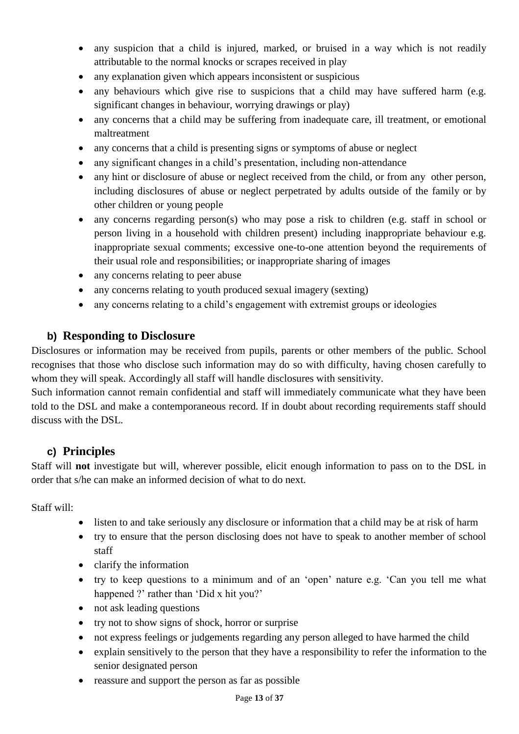- any suspicion that a child is injured, marked, or bruised in a way which is not readily attributable to the normal knocks or scrapes received in play
- any explanation given which appears inconsistent or suspicious
- any behaviours which give rise to suspicions that a child may have suffered harm (e.g. significant changes in behaviour, worrying drawings or play)
- any concerns that a child may be suffering from inadequate care, ill treatment, or emotional maltreatment
- any concerns that a child is presenting signs or symptoms of abuse or neglect
- any significant changes in a child's presentation, including non-attendance
- any hint or disclosure of abuse or neglect received from the child, or from any other person, including disclosures of abuse or neglect perpetrated by adults outside of the family or by other children or young people
- any concerns regarding person(s) who may pose a risk to children (e.g. staff in school or person living in a household with children present) including inappropriate behaviour e.g. inappropriate sexual comments; excessive one-to-one attention beyond the requirements of their usual role and responsibilities; or inappropriate sharing of images
- any concerns relating to peer abuse
- any concerns relating to youth produced sexual imagery (sexting)
- any concerns relating to a child's engagement with extremist groups or ideologies

### b) Responding to Disclosure

Disclosures or information may be received from pupils, parents or other members of the public. School recognises that those who disclose such information may do so with difficulty, having chosen carefully to whom they will speak. Accordingly all staff will handle disclosures with sensitivity.

Such information cannot remain confidential and staff will immediately communicate what they have been told to the DSL and make a contemporaneous record. If in doubt about recording requirements staff should discuss with the DSL.

### c) Principles

Staff will **not** investigate but will, wherever possible, elicit enough information to pass on to the DSL in order that s/he can make an informed decision of what to do next.

Staff will:

- listen to and take seriously any disclosure or information that a child may be at risk of harm
- try to ensure that the person disclosing does not have to speak to another member of school staff
- clarify the information
- try to keep questions to a minimum and of an 'open' nature e.g. 'Can you tell me what happened ?' rather than 'Did x hit you?'
- not ask leading questions
- try not to show signs of shock, horror or surprise
- not express feelings or judgements regarding any person alleged to have harmed the child
- explain sensitively to the person that they have a responsibility to refer the information to the senior designated person
- reassure and support the person as far as possible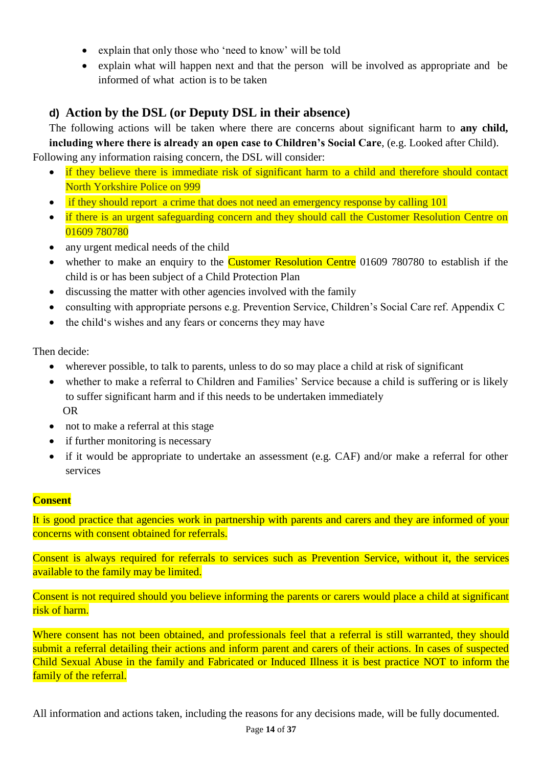- explain that only those who 'need to know' will be told
- explain what will happen next and that the person will be involved as appropriate and be informed of what action is to be taken

### d) Action by the DSL (or Deputy DSL in their absence)

The following actions will be taken where there are concerns about significant harm to **any child, including where there is already an open case to Children's Social Care**, (e.g. Looked after Child).

Following any information raising concern, the DSL will consider:

- if they believe there is immediate risk of significant harm to a child and therefore should contact North Yorkshire Police on 999
- if they should report a crime that does not need an emergency response by calling 101
- if there is an urgent safeguarding concern and they should call the Customer Resolution Centre on 01609 780780
- any urgent medical needs of the child
- whether to make an enquiry to the Customer Resolution Centre 01609 780780 to establish if the child is or has been subject of a Child Protection Plan
- discussing the matter with other agencies involved with the family
- consulting with appropriate persons e.g. Prevention Service, Children's Social Care ref. Appendix C
- the child's wishes and any fears or concerns they may have

Then decide:

- wherever possible, to talk to parents, unless to do so may place a child at risk of significant
- whether to make a referral to Children and Families' Service because a child is suffering or is likely to suffer significant harm and if this needs to be undertaken immediately

  OR
- not to make a referral at this stage
- if further monitoring is necessary
- if it would be appropriate to undertake an assessment (e.g. CAF) and/or make a referral for other services

**Consent**

It is good practice that agencies work in partnership with parents and carers and they are informed of your concerns with consent obtained for referrals.

Consent is always required for referrals to services such as Prevention Service, without it, the services available to the family may be limited.

Consent is not required should you believe informing the parents or carers would place a child at significant risk of harm.

Where consent has not been obtained, and professionals feel that a referral is still warranted, they should submit a referral detailing their actions and inform parent and carers of their actions. In cases of suspected Child Sexual Abuse in the family and Fabricated or Induced Illness it is best practice NOT to inform the family of the referral.

All information and actions taken, including the reasons for any decisions made, will be fully documented.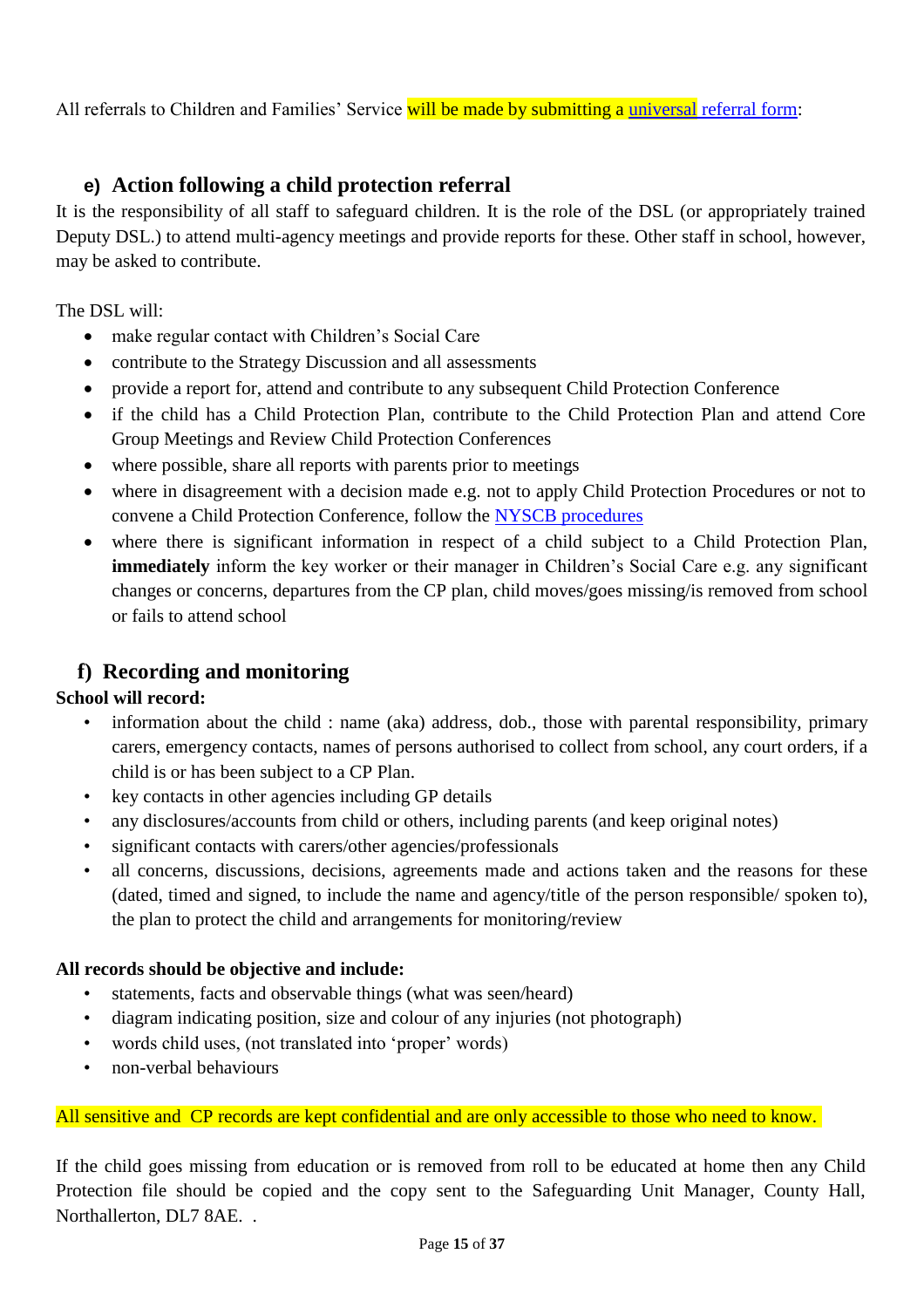All referrals to Children and Families' Service will be made by submitting a universal referral form:

## e) Action following a child protection referral

It is the responsibility of all staff to safeguard children. It is the role of the DSL (or appropriately trained Deputy DSL.) to attend multi-agency meetings and provide reports for these. Other staff in school, however, may be asked to contribute.

The DSL will:

- make regular contact with Children's Social Care
- contribute to the Strategy Discussion and all assessments
- provide a report for, attend and contribute to any subsequent Child Protection Conference
- if the child has a Child Protection Plan, contribute to the Child Protection Plan and attend Core Group Meetings and Review Child Protection Conferences
- where possible, share all reports with parents prior to meetings
- where in disagreement with a decision made e.g. not to apply Child Protection Procedures or not to convene a Child Protection Conference, follow the NYSCB procedures
- where there is significant information in respect of a child subject to a Child Protection Plan, **immediately** inform the key worker or their manager in Children's Social Care e.g. any significant changes or concerns, departures from the CP plan, child moves/goes missing/is removed from school or fails to attend school

## f) Recording and monitoring

**School will record:**

- information about the child : name (aka) address, dob., those with parental responsibility, primary carers, emergency contacts, names of persons authorised to collect from school, any court orders, if a child is or has been subject to a CP Plan.
- key contacts in other agencies including GP details
- any disclosures/accounts from child or others, including parents (and keep original notes)
- significant contacts with carers/other agencies/professionals
- all concerns, discussions, decisions, agreements made and actions taken and the reasons for these (dated, timed and signed, to include the name and agency/title of the person responsible/ spoken to), the plan to protect the child and arrangements for monitoring/review

**All records should be objective and include:**

- statements, facts and observable things (what was seen/heard)
- diagram indicating position, size and colour of any injuries (not photograph)
- words child uses, (not translated into 'proper' words)
- non-verbal behaviours

All sensitive and CP records are kept confidential and are only accessible to those who need to know.

If the child goes missing from education or is removed from roll to be educated at home then any Child Protection file should be copied and the copy sent to the Safeguarding Unit Manager, County Hall, Northallerton, DL7 8AE. .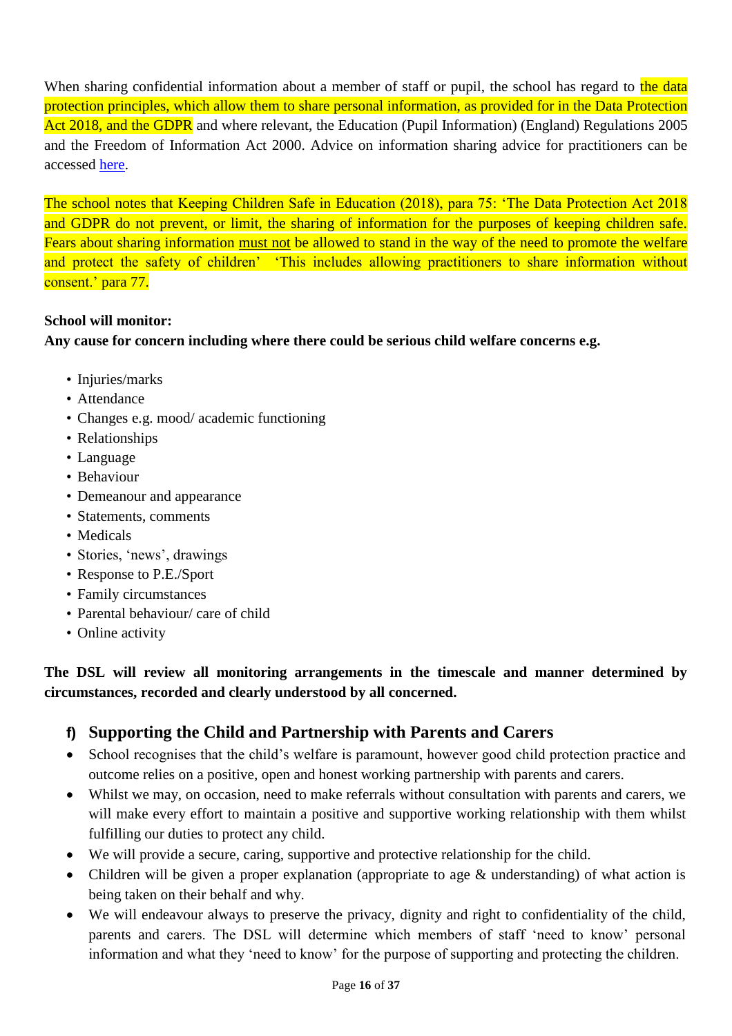When sharing confidential information about a member of staff or pupil, the school has regard to the data protection principles, which allow them to share personal information, as provided for in the Data Protection Act 2018, and the GDPR and where relevant, the Education (Pupil Information) (England) Regulations 2005 and the Freedom of Information Act 2000. Advice on information sharing advice for practitioners can be accessed here.

The school notes that Keeping Children Safe in Education (2018), para 75: 'The Data Protection Act 2018 and GDPR do not prevent, or limit, the sharing of information for the purposes of keeping children safe. Fears about sharing information must not be allowed to stand in the way of the need to promote the welfare and protect the safety of children' 'This includes allowing practitioners to share information without consent.' para 77.

**School will monitor:**
**Any cause for concern including where there could be serious child welfare concerns e.g.**

- Injuries/marks
- Attendance
- Changes e.g. mood/ academic functioning
- Relationships
- Language
- Behaviour
- Demeanour and appearance
- Statements, comments
- Medicals
- Stories, 'news', drawings
- Response to P.E./Sport
- Family circumstances
- Parental behaviour/ care of child
- Online activity

**The DSL will review all monitoring arrangements in the timescale and manner determined by circumstances, recorded and clearly understood by all concerned.**

## f) Supporting the Child and Partnership with Parents and Carers

- School recognises that the child's welfare is paramount, however good child protection practice and outcome relies on a positive, open and honest working partnership with parents and carers.
- Whilst we may, on occasion, need to make referrals without consultation with parents and carers, we will make every effort to maintain a positive and supportive working relationship with them whilst fulfilling our duties to protect any child.
- We will provide a secure, caring, supportive and protective relationship for the child.
- Children will be given a proper explanation (appropriate to age & understanding) of what action is being taken on their behalf and why.
- We will endeavour always to preserve the privacy, dignity and right to confidentiality of the child, parents and carers. The DSL will determine which members of staff 'need to know' personal information and what they 'need to know' for the purpose of supporting and protecting the children.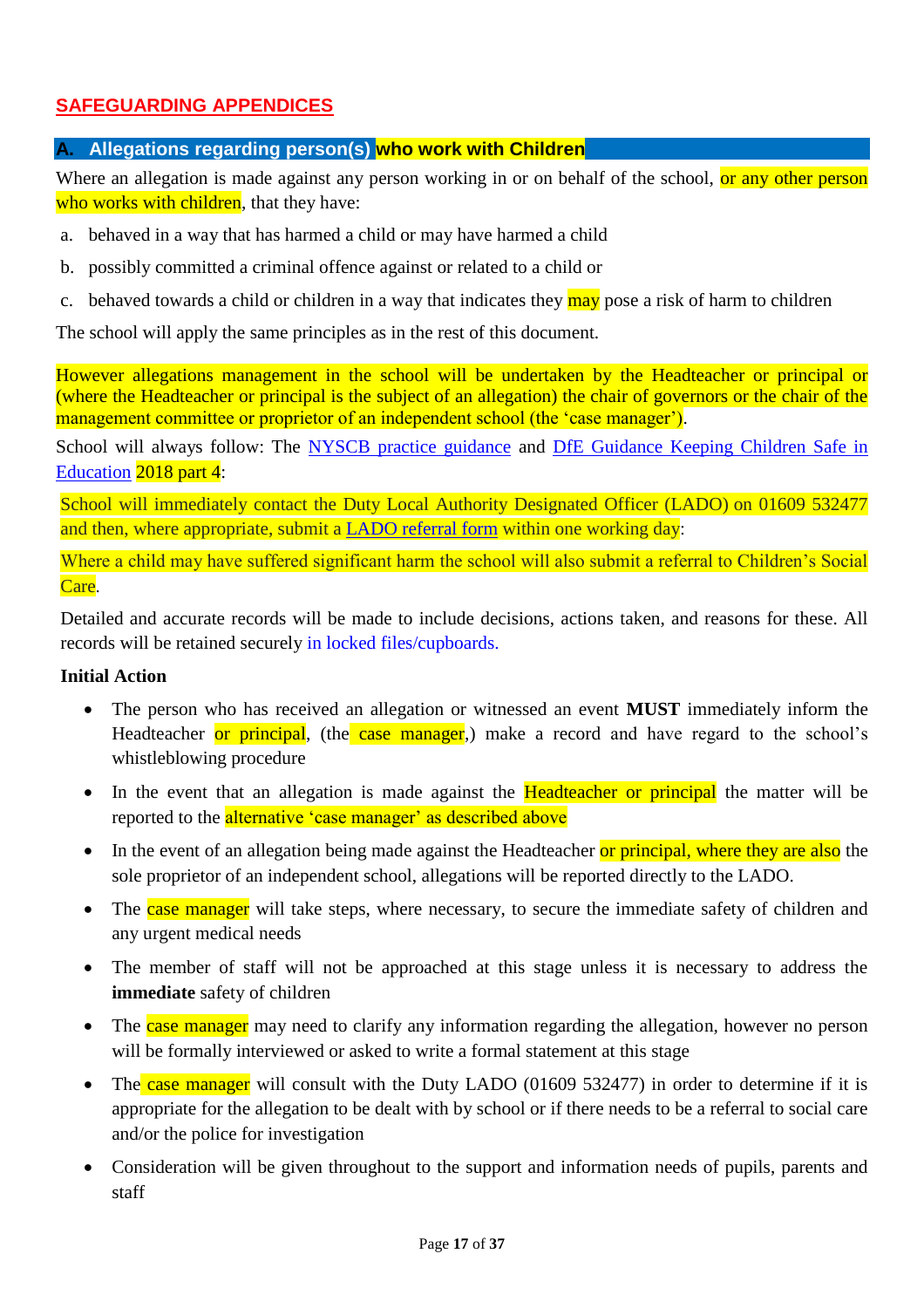## SAFEGUARDING APPENDICES

### A. Allegations regarding person(s) who work with Children

Where an allegation is made against any person working in or on behalf of the school, or any other person who works with children, that they have:

a. behaved in a way that has harmed a child or may have harmed a child
b. possibly committed a criminal offence against or related to a child or
c. behaved towards a child or children in a way that indicates they may pose a risk of harm to children

The school will apply the same principles as in the rest of this document.

However allegations management in the school will be undertaken by the Headteacher or principal or (where the Headteacher or principal is the subject of an allegation) the chair of governors or the chair of the management committee or proprietor of an independent school (the 'case manager').

School will always follow: The NYSCB practice guidance and DfE Guidance Keeping Children Safe in Education 2018 part 4:

School will immediately contact the Duty Local Authority Designated Officer (LADO) on 01609 532477 and then, where appropriate, submit a LADO referral form within one working day:

Where a child may have suffered significant harm the school will also submit a referral to Children's Social Care.

Detailed and accurate records will be made to include decisions, actions taken, and reasons for these. All records will be retained securely in locked files/cupboards.

**Initial Action**

- The person who has received an allegation or witnessed an event **MUST** immediately inform the Headteacher or principal, (the case manager,) make a record and have regard to the school's whistleblowing procedure
- In the event that an allegation is made against the Headteacher or principal the matter will be reported to the alternative 'case manager' as described above
- In the event of an allegation being made against the Headteacher or principal, where they are also the sole proprietor of an independent school, allegations will be reported directly to the LADO.
- The case manager will take steps, where necessary, to secure the immediate safety of children and any urgent medical needs
- The member of staff will not be approached at this stage unless it is necessary to address the **immediate** safety of children
- The case manager may need to clarify any information regarding the allegation, however no person will be formally interviewed or asked to write a formal statement at this stage
- The case manager will consult with the Duty LADO (01609 532477) in order to determine if it is appropriate for the allegation to be dealt with by school or if there needs to be a referral to social care and/or the police for investigation
- Consideration will be given throughout to the support and information needs of pupils, parents and staff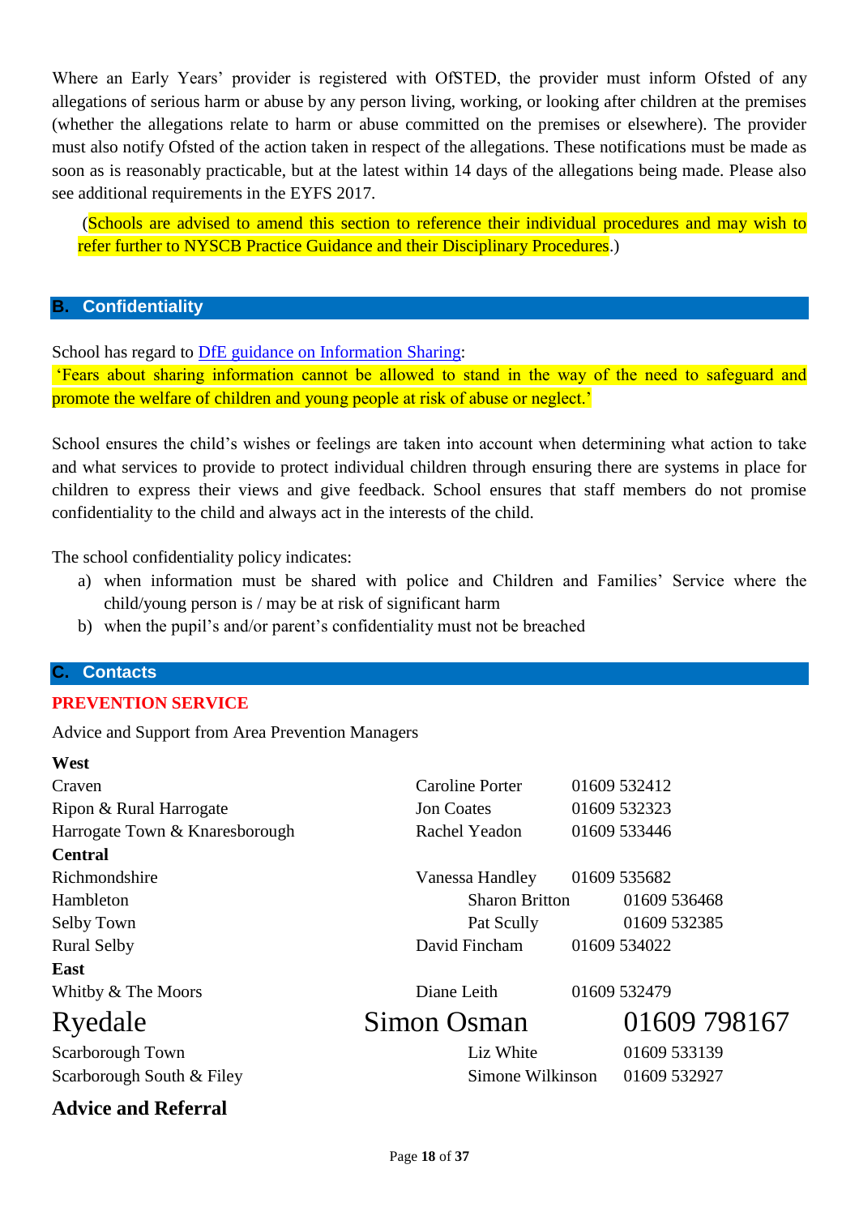Where an Early Years' provider is registered with OfSTED, the provider must inform Ofsted of any allegations of serious harm or abuse by any person living, working, or looking after children at the premises (whether the allegations relate to harm or abuse committed on the premises or elsewhere). The provider must also notify Ofsted of the action taken in respect of the allegations. These notifications must be made as soon as is reasonably practicable, but at the latest within 14 days of the allegations being made. Please also see additional requirements in the EYFS 2017.

(Schools are advised to amend this section to reference their individual procedures and may wish to refer further to NYSCB Practice Guidance and their Disciplinary Procedures.)

## B. Confidentiality

School has regard to DfE guidance on Information Sharing:
'Fears about sharing information cannot be allowed to stand in the way of the need to safeguard and promote the welfare of children and young people at risk of abuse or neglect.'

School ensures the child's wishes or feelings are taken into account when determining what action to take and what services to provide to protect individual children through ensuring there are systems in place for children to express their views and give feedback. School ensures that staff members do not promise confidentiality to the child and always act in the interests of the child.

The school confidentiality policy indicates:

a) when information must be shared with police and Children and Families' Service where the child/young person is / may be at risk of significant harm
b) when the pupil's and/or parent's confidentiality must not be breached

## C. Contacts

**PREVENTION SERVICE**

Advice and Support from Area Prevention Managers

| Area | Name | Telephone |
|---|---|---|
| **West** | | |
| Craven | Caroline Porter | 01609 532412 |
| Ripon & Rural Harrogate | Jon Coates | 01609 532323 |
| Harrogate Town & Knaresborough | Rachel Yeadon | 01609 533446 |
| **Central** | | |
| Richmondshire | Vanessa Handley | 01609 535682 |
| Hambleton | Sharon Britton | 01609 536468 |
| Selby Town | Pat Scully | 01609 532385 |
| Rural Selby | David Fincham | 01609 534022 |
| **East** | | |
| Whitby & The Moors | Diane Leith | 01609 532479 |
| Ryedale | Simon Osman | 01609 798167 |
| Scarborough Town | Liz White | 01609 533139 |
| Scarborough South & Filey | Simone Wilkinson | 01609 532927 |

### Advice and Referral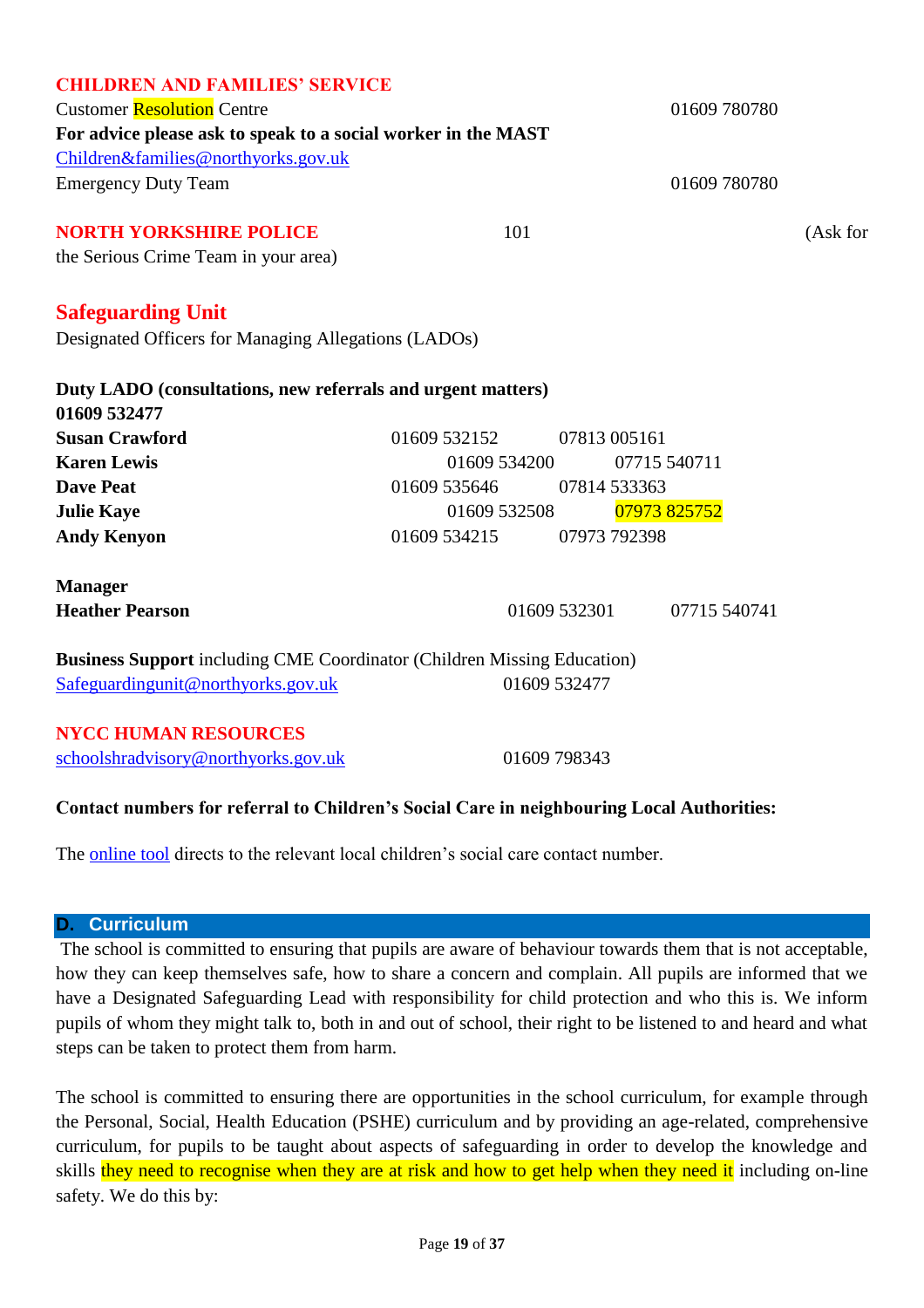**CHILDREN AND FAMILIES' SERVICE**

Customer Resolution Centre 01609 780780

**For advice please ask to speak to a social worker in the MAST**

Children&families@northyorks.gov.uk

Emergency Duty Team 01609 780780

**NORTH YORKSHIRE POLICE** 101 (Ask for the Serious Crime Team in your area)

## Safeguarding Unit

Designated Officers for Managing Allegations (LADOs)

**Duty LADO (consultations, new referrals and urgent matters)**
**01609 532477**

| | | |
|---|---|---|
| **Susan Crawford** | 01609 532152 | 07813 005161 |
| **Karen Lewis** | 01609 534200 | 07715 540711 |
| **Dave Peat** | 01609 535646 | 07814 533363 |
| **Julie Kaye** | 01609 532508 | 07973 825752 |
| **Andy Kenyon** | 01609 534215 | 07973 792398 |

**Manager**
**Heather Pearson** 01609 532301 07715 540741

**Business Support** including CME Coordinator (Children Missing Education)
Safeguardingunit@northyorks.gov.uk 01609 532477

**NYCC HUMAN RESOURCES**

schoolshradvisory@northyorks.gov.uk 01609 798343

**Contact numbers for referral to Children's Social Care in neighbouring Local Authorities:**

The online tool directs to the relevant local children's social care contact number.

## D. Curriculum

The school is committed to ensuring that pupils are aware of behaviour towards them that is not acceptable, how they can keep themselves safe, how to share a concern and complain. All pupils are informed that we have a Designated Safeguarding Lead with responsibility for child protection and who this is. We inform pupils of whom they might talk to, both in and out of school, their right to be listened to and heard and what steps can be taken to protect them from harm.

The school is committed to ensuring there are opportunities in the school curriculum, for example through the Personal, Social, Health Education (PSHE) curriculum and by providing an age-related, comprehensive curriculum, for pupils to be taught about aspects of safeguarding in order to develop the knowledge and skills they need to recognise when they are at risk and how to get help when they need it including on-line safety. We do this by: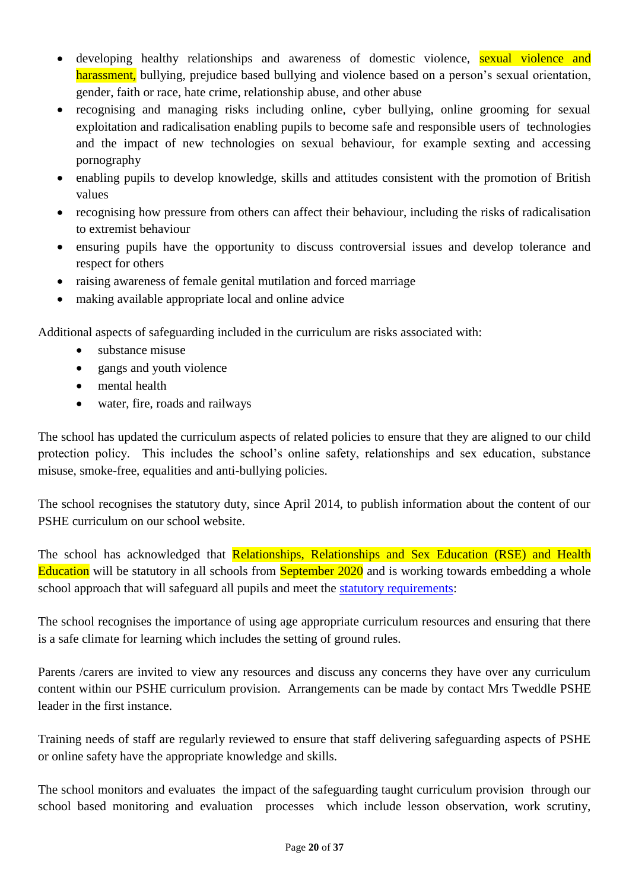- developing healthy relationships and awareness of domestic violence, sexual violence and harassment, bullying, prejudice based bullying and violence based on a person's sexual orientation, gender, faith or race, hate crime, relationship abuse, and other abuse
- recognising and managing risks including online, cyber bullying, online grooming for sexual exploitation and radicalisation enabling pupils to become safe and responsible users of technologies and the impact of new technologies on sexual behaviour, for example sexting and accessing pornography
- enabling pupils to develop knowledge, skills and attitudes consistent with the promotion of British values
- recognising how pressure from others can affect their behaviour, including the risks of radicalisation to extremist behaviour
- ensuring pupils have the opportunity to discuss controversial issues and develop tolerance and respect for others
- raising awareness of female genital mutilation and forced marriage
- making available appropriate local and online advice

Additional aspects of safeguarding included in the curriculum are risks associated with:

- substance misuse
- gangs and youth violence
- mental health
- water, fire, roads and railways

The school has updated the curriculum aspects of related policies to ensure that they are aligned to our child protection policy. This includes the school's online safety, relationships and sex education, substance misuse, smoke-free, equalities and anti-bullying policies.

The school recognises the statutory duty, since April 2014, to publish information about the content of our PSHE curriculum on our school website.

The school has acknowledged that Relationships, Relationships and Sex Education (RSE) and Health Education will be statutory in all schools from September 2020 and is working towards embedding a whole school approach that will safeguard all pupils and meet the statutory requirements:

The school recognises the importance of using age appropriate curriculum resources and ensuring that there is a safe climate for learning which includes the setting of ground rules.

Parents /carers are invited to view any resources and discuss any concerns they have over any curriculum content within our PSHE curriculum provision. Arrangements can be made by contact Mrs Tweddle PSHE leader in the first instance.

Training needs of staff are regularly reviewed to ensure that staff delivering safeguarding aspects of PSHE or online safety have the appropriate knowledge and skills.

The school monitors and evaluates the impact of the safeguarding taught curriculum provision through our school based monitoring and evaluation processes which include lesson observation, work scrutiny,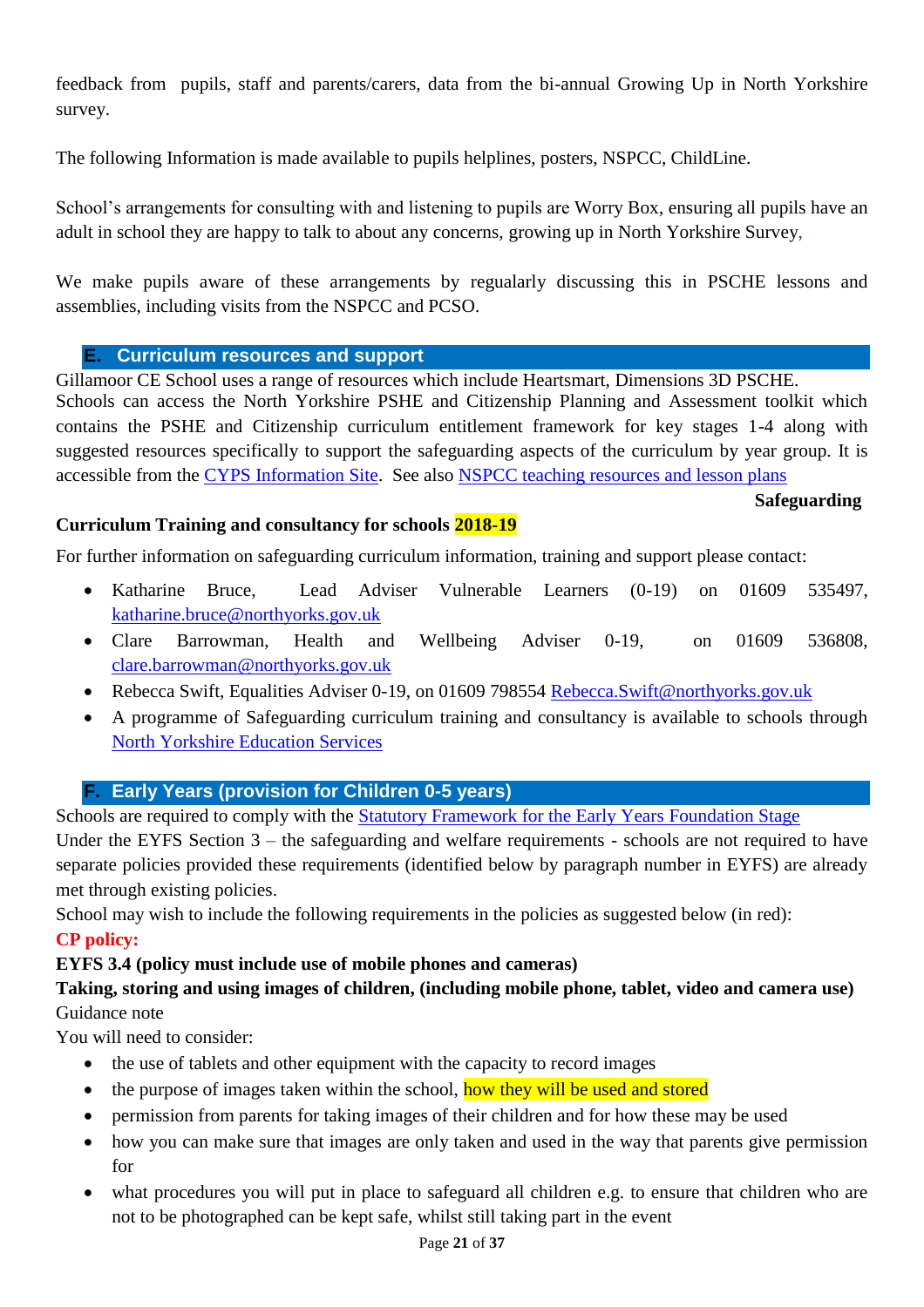feedback from pupils, staff and parents/carers, data from the bi-annual Growing Up in North Yorkshire survey.

The following Information is made available to pupils helplines, posters, NSPCC, ChildLine.

School's arrangements for consulting with and listening to pupils are Worry Box, ensuring all pupils have an adult in school they are happy to talk to about any concerns, growing up in North Yorkshire Survey,

We make pupils aware of these arrangements by regualarly discussing this in PSCHE lessons and assemblies, including visits from the NSPCC and PCSO.

## E. Curriculum resources and support

Gillamoor CE School uses a range of resources which include Heartsmart, Dimensions 3D PSCHE.
Schools can access the North Yorkshire PSHE and Citizenship Planning and Assessment toolkit which contains the PSHE and Citizenship curriculum entitlement framework for key stages 1-4 along with suggested resources specifically to support the safeguarding aspects of the curriculum by year group. It is accessible from the CYPS Information Site. See also NSPCC teaching resources and lesson plans

**Safeguarding Curriculum Training and consultancy for schools 2018-19**

For further information on safeguarding curriculum information, training and support please contact:

- Katharine Bruce, Lead Adviser Vulnerable Learners (0-19) on 01609 535497, katharine.bruce@northyorks.gov.uk
- Clare Barrowman, Health and Wellbeing Adviser 0-19, on 01609 536808, clare.barrowman@northyorks.gov.uk
- Rebecca Swift, Equalities Adviser 0-19, on 01609 798554 Rebecca.Swift@northyorks.gov.uk
- A programme of Safeguarding curriculum training and consultancy is available to schools through North Yorkshire Education Services

## F. Early Years (provision for Children 0-5 years)

Schools are required to comply with the Statutory Framework for the Early Years Foundation Stage
Under the EYFS Section 3 – the safeguarding and welfare requirements - schools are not required to have separate policies provided these requirements (identified below by paragraph number in EYFS) are already met through existing policies.
School may wish to include the following requirements in the policies as suggested below (in red):

**CP policy:**

**EYFS 3.4 (policy must include use of mobile phones and cameras)**

**Taking, storing and using images of children, (including mobile phone, tablet, video and camera use)**

Guidance note

You will need to consider:

- the use of tablets and other equipment with the capacity to record images
- the purpose of images taken within the school, how they will be used and stored
- permission from parents for taking images of their children and for how these may be used
- how you can make sure that images are only taken and used in the way that parents give permission for
- what procedures you will put in place to safeguard all children e.g. to ensure that children who are not to be photographed can be kept safe, whilst still taking part in the event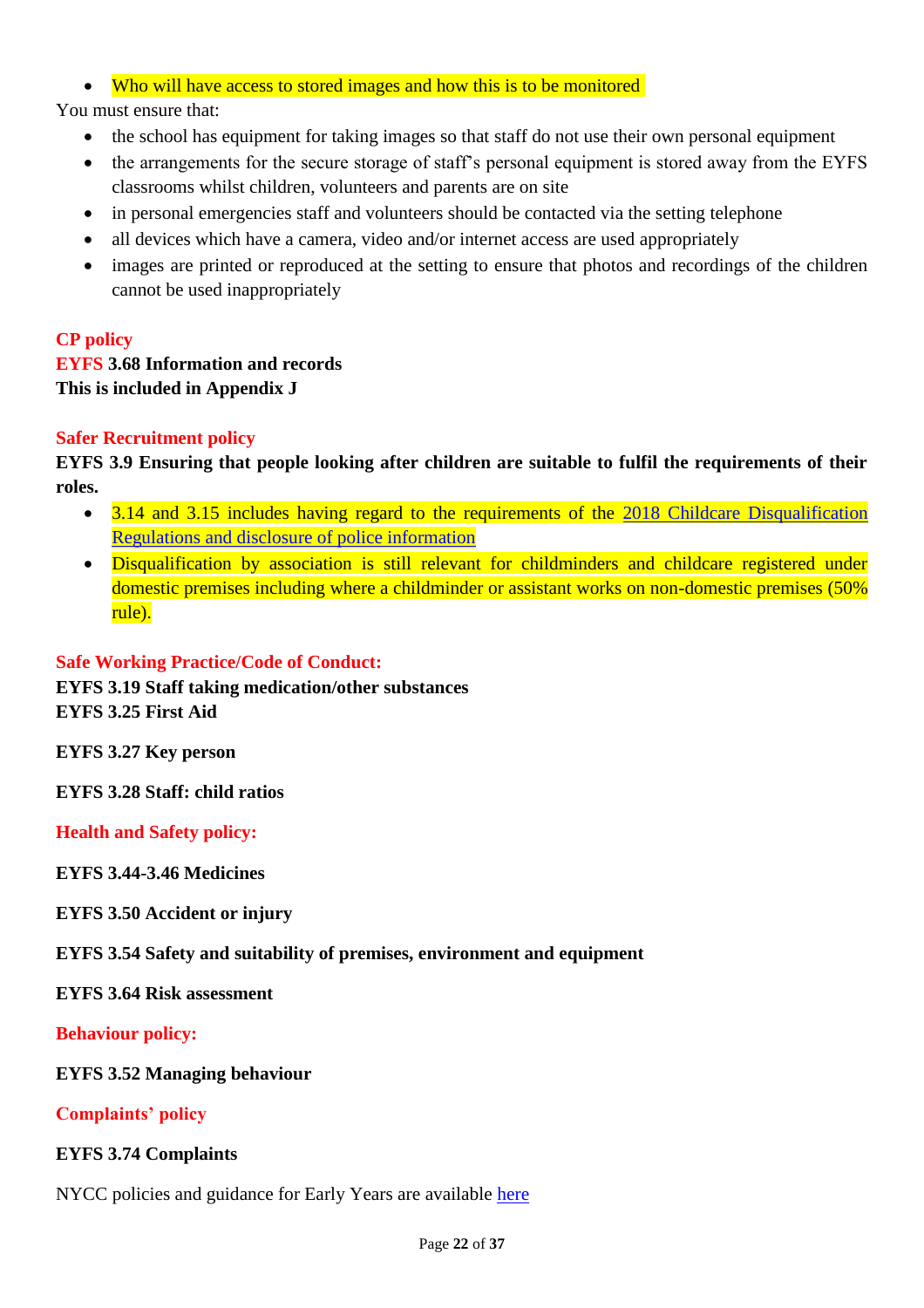- Who will have access to stored images and how this is to be monitored

You must ensure that:

- the school has equipment for taking images so that staff do not use their own personal equipment
- the arrangements for the secure storage of staff's personal equipment is stored away from the EYFS classrooms whilst children, volunteers and parents are on site
- in personal emergencies staff and volunteers should be contacted via the setting telephone
- all devices which have a camera, video and/or internet access are used appropriately
- images are printed or reproduced at the setting to ensure that photos and recordings of the children cannot be used inappropriately

**CP policy**
**EYFS 3.68 Information and records**
**This is included in Appendix J**

**Safer Recruitment policy**

**EYFS 3.9 Ensuring that people looking after children are suitable to fulfil the requirements of their roles.**

- 3.14 and 3.15 includes having regard to the requirements of the [2018 Childcare Disqualification Regulations and disclosure of police information]()
- Disqualification by association is still relevant for childminders and childcare registered under domestic premises including where a childminder or assistant works on non-domestic premises (50% rule).

**Safe Working Practice/Code of Conduct:**

**EYFS 3.19 Staff taking medication/other substances**
**EYFS 3.25 First Aid**

**EYFS 3.27 Key person**

**EYFS 3.28 Staff: child ratios**

**Health and Safety policy:**

**EYFS 3.44-3.46 Medicines**

**EYFS 3.50 Accident or injury**

**EYFS 3.54 Safety and suitability of premises, environment and equipment**

**EYFS 3.64 Risk assessment**

**Behaviour policy:**

**EYFS 3.52 Managing behaviour**

**Complaints' policy**

**EYFS 3.74 Complaints**

NYCC policies and guidance for Early Years are available [here]()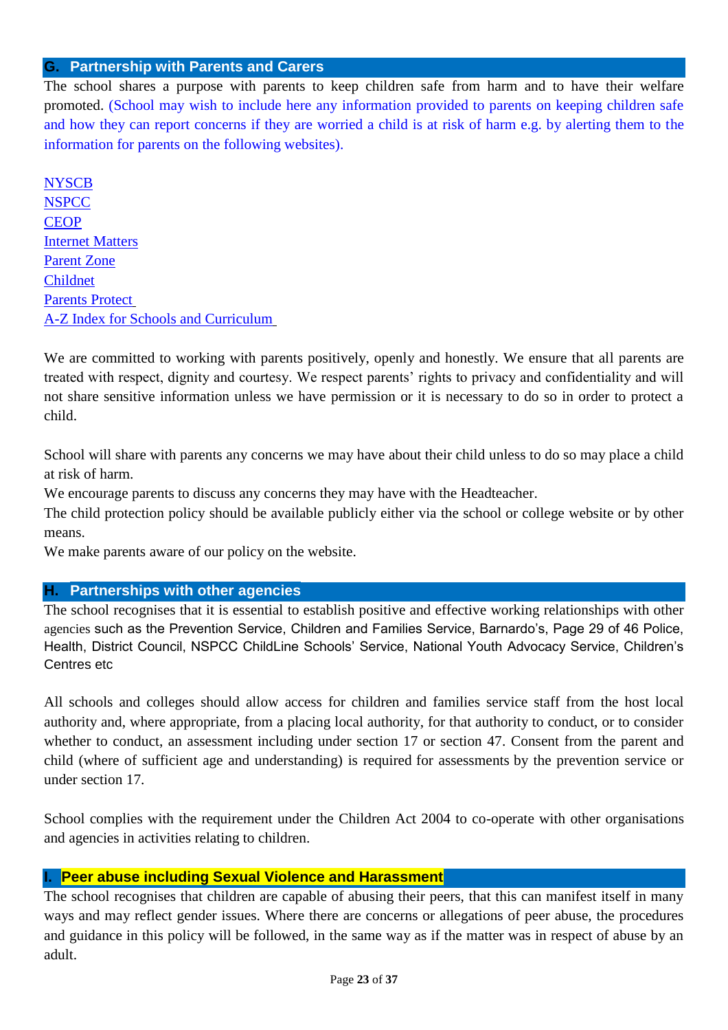## G. Partnership with Parents and Carers

The school shares a purpose with parents to keep children safe from harm and to have their welfare promoted. (School may wish to include here any information provided to parents on keeping children safe and how they can report concerns if they are worried a child is at risk of harm e.g. by alerting them to the information for parents on the following websites).

NYSCB
NSPCC
CEOP
Internet Matters
Parent Zone
Childnet
Parents Protect
A-Z Index for Schools and Curriculum

We are committed to working with parents positively, openly and honestly. We ensure that all parents are treated with respect, dignity and courtesy. We respect parents' rights to privacy and confidentiality and will not share sensitive information unless we have permission or it is necessary to do so in order to protect a child.

School will share with parents any concerns we may have about their child unless to do so may place a child at risk of harm.
We encourage parents to discuss any concerns they may have with the Headteacher.
The child protection policy should be available publicly either via the school or college website or by other means.
We make parents aware of our policy on the website.

## H. Partnerships with other agencies

The school recognises that it is essential to establish positive and effective working relationships with other agencies such as the Prevention Service, Children and Families Service, Barnardo's, Page 29 of 46 Police, Health, District Council, NSPCC ChildLine Schools' Service, National Youth Advocacy Service, Children's Centres etc

All schools and colleges should allow access for children and families service staff from the host local authority and, where appropriate, from a placing local authority, for that authority to conduct, or to consider whether to conduct, an assessment including under section 17 or section 47. Consent from the parent and child (where of sufficient age and understanding) is required for assessments by the prevention service or under section 17.

School complies with the requirement under the Children Act 2004 to co-operate with other organisations and agencies in activities relating to children.

## I. Peer abuse including Sexual Violence and Harassment

The school recognises that children are capable of abusing their peers, that this can manifest itself in many ways and may reflect gender issues. Where there are concerns or allegations of peer abuse, the procedures and guidance in this policy will be followed, in the same way as if the matter was in respect of abuse by an adult.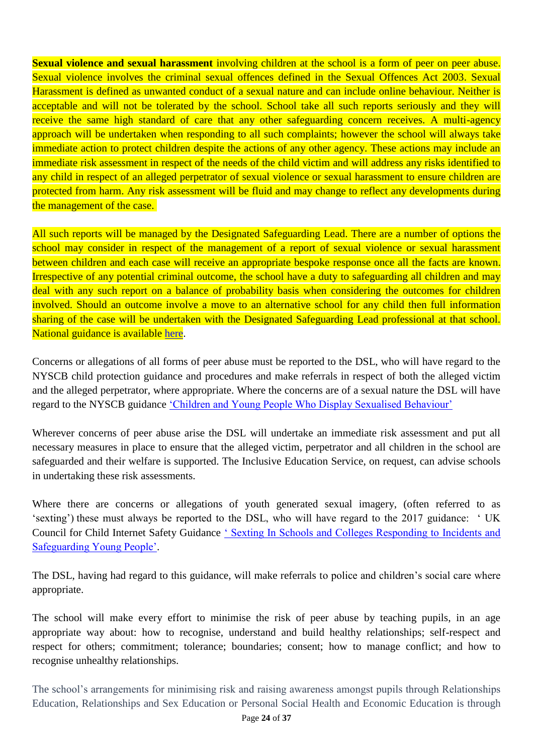**Sexual violence and sexual harassment** involving children at the school is a form of peer on peer abuse. Sexual violence involves the criminal sexual offences defined in the Sexual Offences Act 2003. Sexual Harassment is defined as unwanted conduct of a sexual nature and can include online behaviour. Neither is acceptable and will not be tolerated by the school. School take all such reports seriously and they will receive the same high standard of care that any other safeguarding concern receives. A multi-agency approach will be undertaken when responding to all such complaints; however the school will always take immediate action to protect children despite the actions of any other agency. These actions may include an immediate risk assessment in respect of the needs of the child victim and will address any risks identified to any child in respect of an alleged perpetrator of sexual violence or sexual harassment to ensure children are protected from harm. Any risk assessment will be fluid and may change to reflect any developments during the management of the case.

All such reports will be managed by the Designated Safeguarding Lead. There are a number of options the school may consider in respect of the management of a report of sexual violence or sexual harassment between children and each case will receive an appropriate bespoke response once all the facts are known. Irrespective of any potential criminal outcome, the school have a duty to safeguarding all children and may deal with any such report on a balance of probability basis when considering the outcomes for children involved. Should an outcome involve a move to an alternative school for any child then full information sharing of the case will be undertaken with the Designated Safeguarding Lead professional at that school. National guidance is available here.

Concerns or allegations of all forms of peer abuse must be reported to the DSL, who will have regard to the NYSCB child protection guidance and procedures and make referrals in respect of both the alleged victim and the alleged perpetrator, where appropriate. Where the concerns are of a sexual nature the DSL will have regard to the NYSCB guidance 'Children and Young People Who Display Sexualised Behaviour'

Wherever concerns of peer abuse arise the DSL will undertake an immediate risk assessment and put all necessary measures in place to ensure that the alleged victim, perpetrator and all children in the school are safeguarded and their welfare is supported. The Inclusive Education Service, on request, can advise schools in undertaking these risk assessments.

Where there are concerns or allegations of youth generated sexual imagery, (often referred to as 'sexting') these must always be reported to the DSL, who will have regard to the 2017 guidance: ' UK Council for Child Internet Safety Guidance ' Sexting In Schools and Colleges Responding to Incidents and Safeguarding Young People'.

The DSL, having had regard to this guidance, will make referrals to police and children's social care where appropriate.

The school will make every effort to minimise the risk of peer abuse by teaching pupils, in an age appropriate way about: how to recognise, understand and build healthy relationships; self-respect and respect for others; commitment; tolerance; boundaries; consent; how to manage conflict; and how to recognise unhealthy relationships.

The school's arrangements for minimising risk and raising awareness amongst pupils through Relationships Education, Relationships and Sex Education or Personal Social Health and Economic Education is through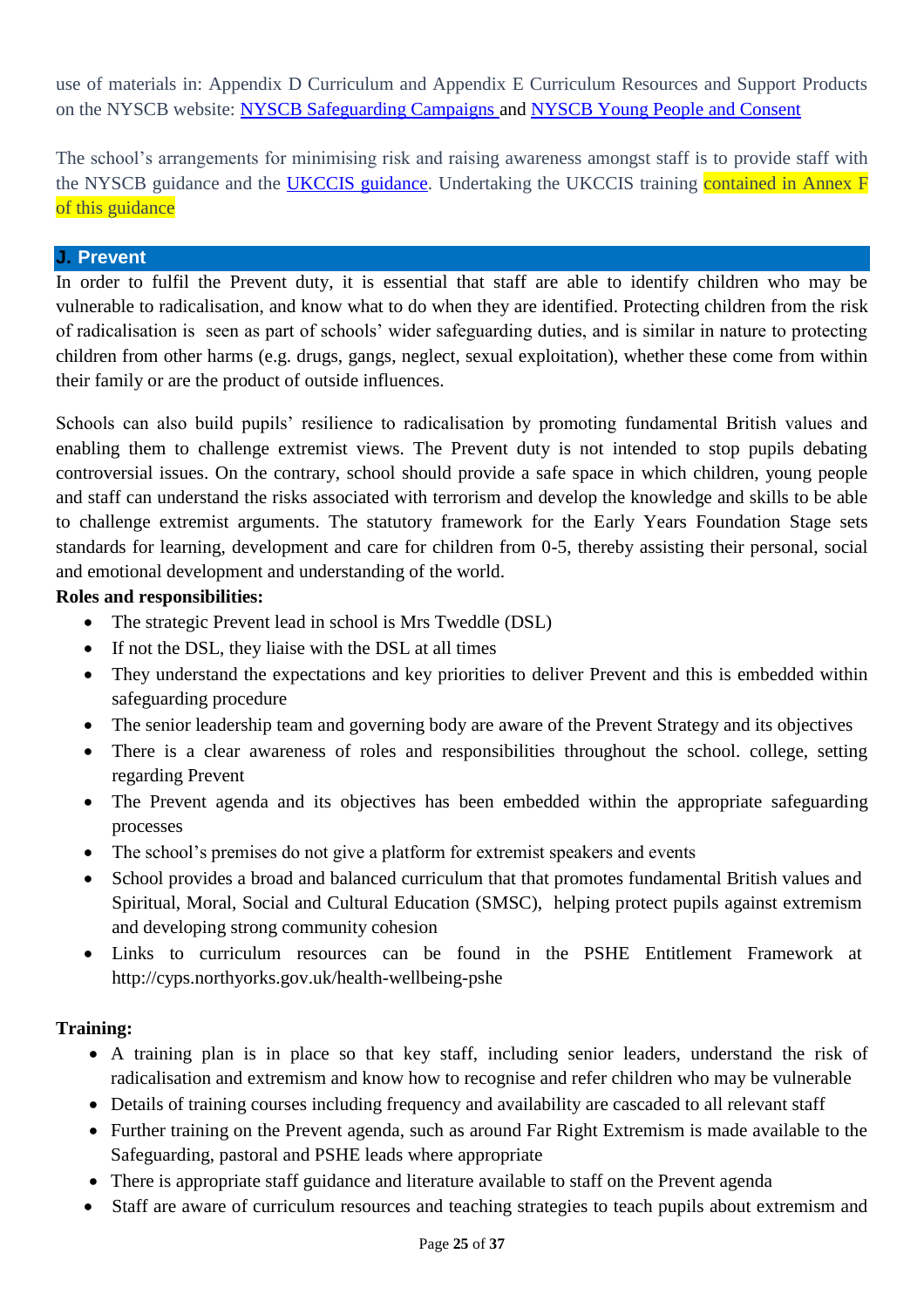use of materials in: Appendix D Curriculum and Appendix E Curriculum Resources and Support Products on the NYSCB website: [NYSCB Safeguarding Campaigns](#) and [NYSCB Young People and Consent](#)

The school's arrangements for minimising risk and raising awareness amongst staff is to provide staff with the NYSCB guidance and the [UKCCIS guidance](#). Undertaking the UKCCIS training contained in Annex F of this guidance

## J. Prevent

In order to fulfil the Prevent duty, it is essential that staff are able to identify children who may be vulnerable to radicalisation, and know what to do when they are identified. Protecting children from the risk of radicalisation is seen as part of schools' wider safeguarding duties, and is similar in nature to protecting children from other harms (e.g. drugs, gangs, neglect, sexual exploitation), whether these come from within their family or are the product of outside influences.

Schools can also build pupils' resilience to radicalisation by promoting fundamental British values and enabling them to challenge extremist views. The Prevent duty is not intended to stop pupils debating controversial issues. On the contrary, school should provide a safe space in which children, young people and staff can understand the risks associated with terrorism and develop the knowledge and skills to be able to challenge extremist arguments. The statutory framework for the Early Years Foundation Stage sets standards for learning, development and care for children from 0-5, thereby assisting their personal, social and emotional development and understanding of the world.

**Roles and responsibilities:**

- The strategic Prevent lead in school is Mrs Tweddle (DSL)
- If not the DSL, they liaise with the DSL at all times
- They understand the expectations and key priorities to deliver Prevent and this is embedded within safeguarding procedure
- The senior leadership team and governing body are aware of the Prevent Strategy and its objectives
- There is a clear awareness of roles and responsibilities throughout the school. college, setting regarding Prevent
- The Prevent agenda and its objectives has been embedded within the appropriate safeguarding processes
- The school's premises do not give a platform for extremist speakers and events
- School provides a broad and balanced curriculum that that promotes fundamental British values and Spiritual, Moral, Social and Cultural Education (SMSC), helping protect pupils against extremism and developing strong community cohesion
- Links to curriculum resources can be found in the PSHE Entitlement Framework at http://cyps.northyorks.gov.uk/health-wellbeing-pshe

**Training:**

- A training plan is in place so that key staff, including senior leaders, understand the risk of radicalisation and extremism and know how to recognise and refer children who may be vulnerable
- Details of training courses including frequency and availability are cascaded to all relevant staff
- Further training on the Prevent agenda, such as around Far Right Extremism is made available to the Safeguarding, pastoral and PSHE leads where appropriate
- There is appropriate staff guidance and literature available to staff on the Prevent agenda
- Staff are aware of curriculum resources and teaching strategies to teach pupils about extremism and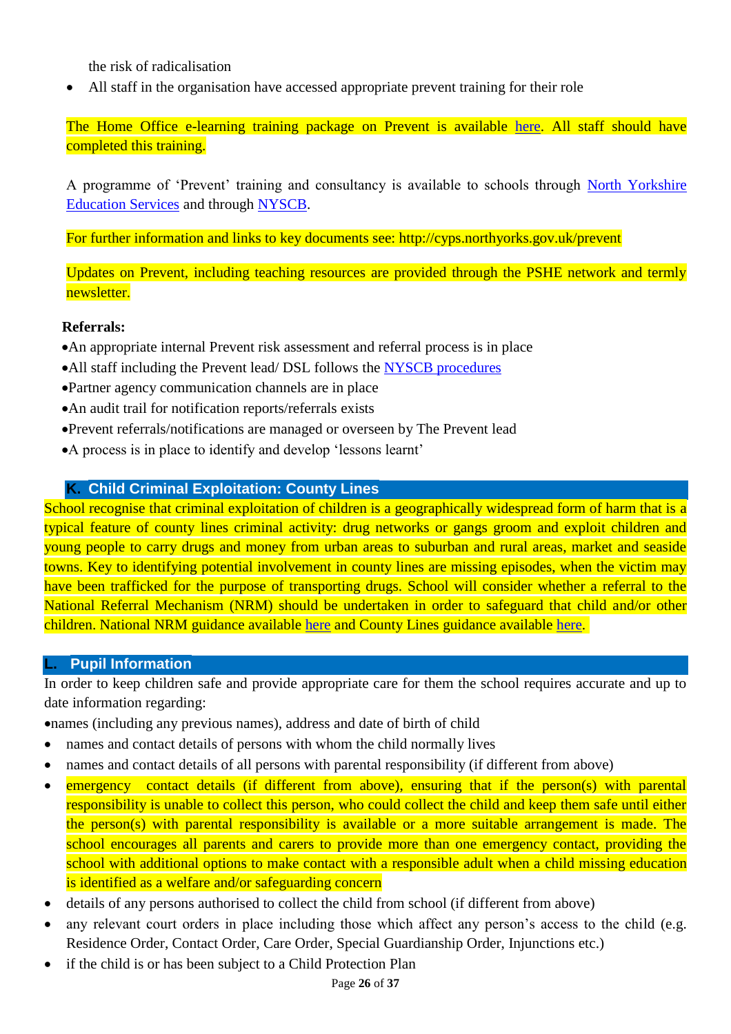the risk of radicalisation

- All staff in the organisation have accessed appropriate prevent training for their role

The Home Office e-learning training package on Prevent is available here. All staff should have completed this training.

A programme of 'Prevent' training and consultancy is available to schools through North Yorkshire Education Services and through NYSCB.

For further information and links to key documents see: http://cyps.northyorks.gov.uk/prevent

Updates on Prevent, including teaching resources are provided through the PSHE network and termly newsletter.

**Referrals:**

- An appropriate internal Prevent risk assessment and referral process is in place
- All staff including the Prevent lead/ DSL follows the NYSCB procedures
- Partner agency communication channels are in place
- An audit trail for notification reports/referrals exists
- Prevent referrals/notifications are managed or overseen by The Prevent lead
- A process is in place to identify and develop 'lessons learnt'

## K. Child Criminal Exploitation: County Lines

School recognise that criminal exploitation of children is a geographically widespread form of harm that is a typical feature of county lines criminal activity: drug networks or gangs groom and exploit children and young people to carry drugs and money from urban areas to suburban and rural areas, market and seaside towns. Key to identifying potential involvement in county lines are missing episodes, when the victim may have been trafficked for the purpose of transporting drugs. School will consider whether a referral to the National Referral Mechanism (NRM) should be undertaken in order to safeguard that child and/or other children. National NRM guidance available here and County Lines guidance available here.

## L. Pupil Information

In order to keep children safe and provide appropriate care for them the school requires accurate and up to date information regarding:

- names (including any previous names), address and date of birth of child
- names and contact details of persons with whom the child normally lives
- names and contact details of all persons with parental responsibility (if different from above)
- emergency contact details (if different from above), ensuring that if the person(s) with parental responsibility is unable to collect this person, who could collect the child and keep them safe until either the person(s) with parental responsibility is available or a more suitable arrangement is made. The school encourages all parents and carers to provide more than one emergency contact, providing the school with additional options to make contact with a responsible adult when a child missing education is identified as a welfare and/or safeguarding concern
- details of any persons authorised to collect the child from school (if different from above)
- any relevant court orders in place including those which affect any person's access to the child (e.g. Residence Order, Contact Order, Care Order, Special Guardianship Order, Injunctions etc.)
- if the child is or has been subject to a Child Protection Plan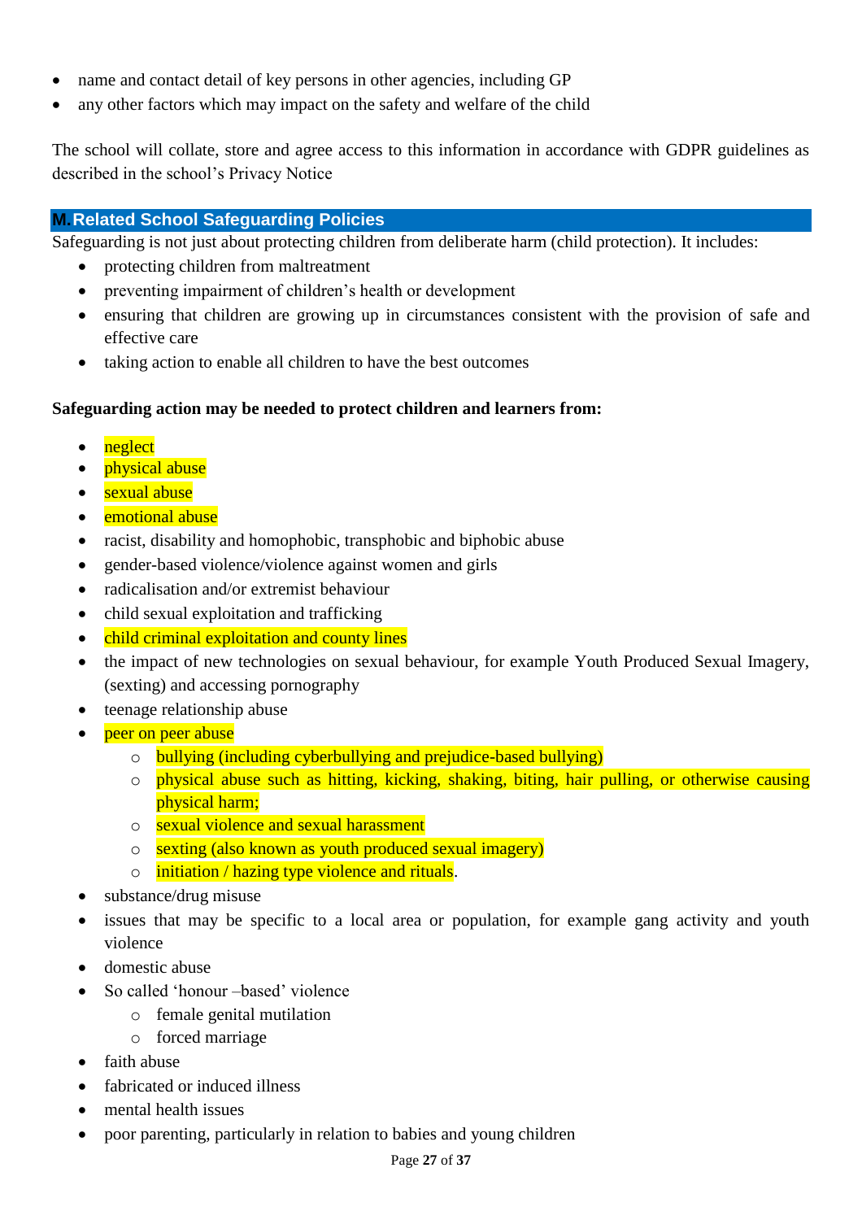- name and contact detail of key persons in other agencies, including GP
- any other factors which may impact on the safety and welfare of the child

The school will collate, store and agree access to this information in accordance with GDPR guidelines as described in the school's Privacy Notice

## M. Related School Safeguarding Policies

Safeguarding is not just about protecting children from deliberate harm (child protection). It includes:

- protecting children from maltreatment
- preventing impairment of children's health or development
- ensuring that children are growing up in circumstances consistent with the provision of safe and effective care
- taking action to enable all children to have the best outcomes

**Safeguarding action may be needed to protect children and learners from:**

- neglect
- physical abuse
- sexual abuse
- emotional abuse
- racist, disability and homophobic, transphobic and biphobic abuse
- gender-based violence/violence against women and girls
- radicalisation and/or extremist behaviour
- child sexual exploitation and trafficking
- child criminal exploitation and county lines
- the impact of new technologies on sexual behaviour, for example Youth Produced Sexual Imagery, (sexting) and accessing pornography
- teenage relationship abuse
- peer on peer abuse
  - bullying (including cyberbullying and prejudice-based bullying)
  - physical abuse such as hitting, kicking, shaking, biting, hair pulling, or otherwise causing physical harm;
  - sexual violence and sexual harassment
  - sexting (also known as youth produced sexual imagery)
  - initiation / hazing type violence and rituals.
- substance/drug misuse
- issues that may be specific to a local area or population, for example gang activity and youth violence
- domestic abuse
- So called 'honour –based' violence
  - female genital mutilation
  - forced marriage
- faith abuse
- fabricated or induced illness
- mental health issues
- poor parenting, particularly in relation to babies and young children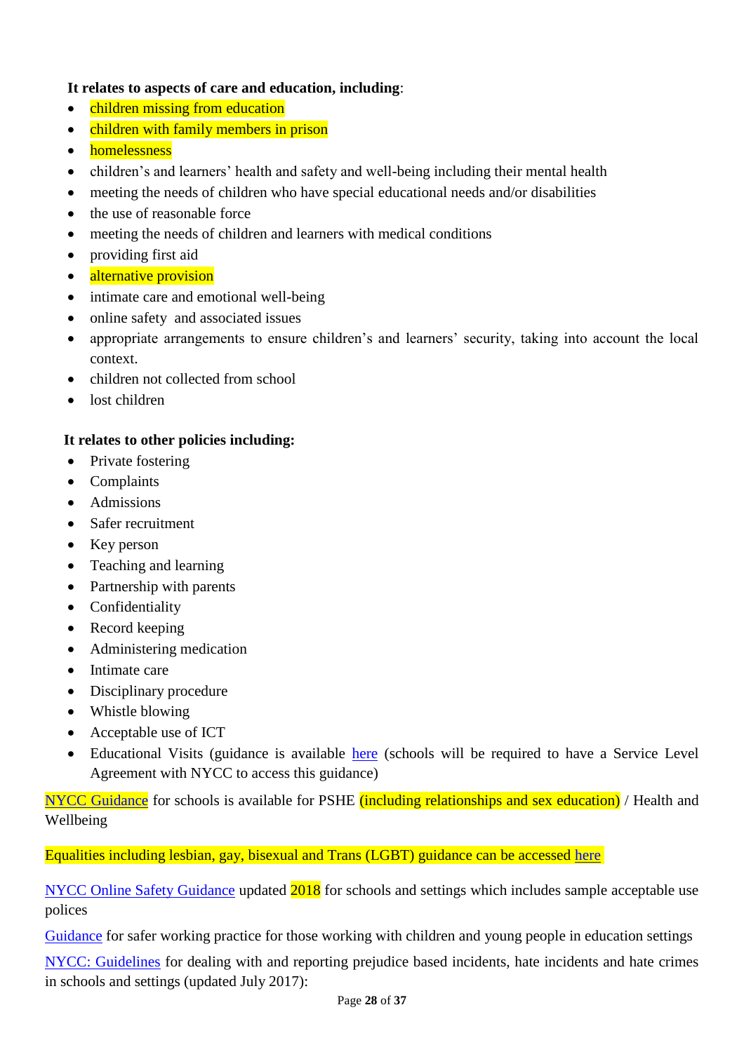**It relates to aspects of care and education, including**:

- children missing from education
- children with family members in prison
- homelessness
- children's and learners' health and safety and well-being including their mental health
- meeting the needs of children who have special educational needs and/or disabilities
- the use of reasonable force
- meeting the needs of children and learners with medical conditions
- providing first aid
- alternative provision
- intimate care and emotional well-being
- online safety and associated issues
- appropriate arrangements to ensure children's and learners' security, taking into account the local context.
- children not collected from school
- lost children

**It relates to other policies including:**

- Private fostering
- Complaints
- Admissions
- Safer recruitment
- Key person
- Teaching and learning
- Partnership with parents
- Confidentiality
- Record keeping
- Administering medication
- Intimate care
- Disciplinary procedure
- Whistle blowing
- Acceptable use of ICT
- Educational Visits (guidance is available here (schools will be required to have a Service Level Agreement with NYCC to access this guidance)

NYCC Guidance for schools is available for PSHE (including relationships and sex education) / Health and Wellbeing

Equalities including lesbian, gay, bisexual and Trans (LGBT) guidance can be accessed here

NYCC Online Safety Guidance updated 2018 for schools and settings which includes sample acceptable use polices

Guidance for safer working practice for those working with children and young people in education settings

NYCC: Guidelines for dealing with and reporting prejudice based incidents, hate incidents and hate crimes in schools and settings (updated July 2017):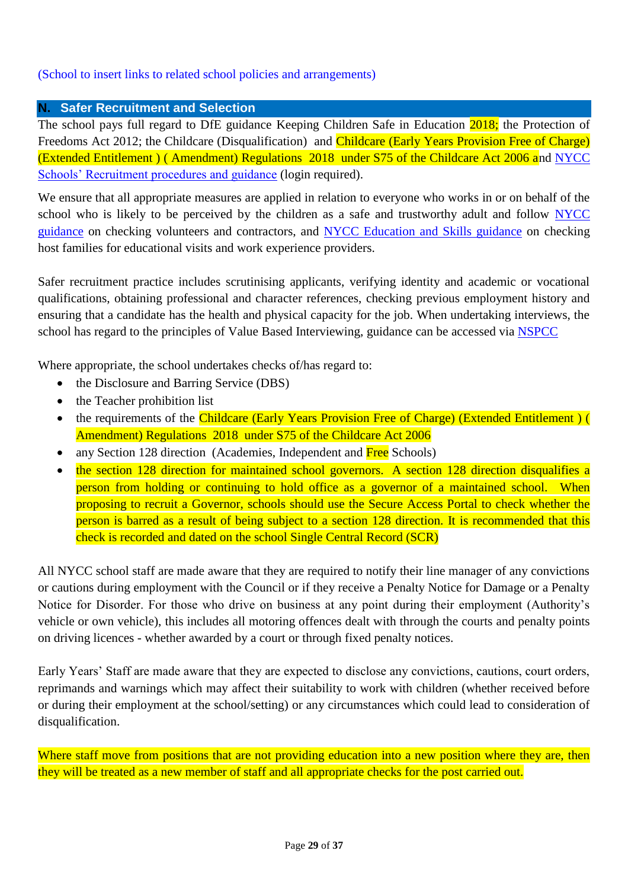(School to insert links to related school policies and arrangements)

## N. Safer Recruitment and Selection

The school pays full regard to DfE guidance Keeping Children Safe in Education 2018; the Protection of Freedoms Act 2012; the Childcare (Disqualification) and Childcare (Early Years Provision Free of Charge) (Extended Entitlement ) ( Amendment) Regulations 2018 under S75 of the Childcare Act 2006 and NYCC Schools' Recruitment procedures and guidance (login required).

We ensure that all appropriate measures are applied in relation to everyone who works in or on behalf of the school who is likely to be perceived by the children as a safe and trustworthy adult and follow NYCC guidance on checking volunteers and contractors, and NYCC Education and Skills guidance on checking host families for educational visits and work experience providers.

Safer recruitment practice includes scrutinising applicants, verifying identity and academic or vocational qualifications, obtaining professional and character references, checking previous employment history and ensuring that a candidate has the health and physical capacity for the job. When undertaking interviews, the school has regard to the principles of Value Based Interviewing, guidance can be accessed via NSPCC

Where appropriate, the school undertakes checks of/has regard to:

- the Disclosure and Barring Service (DBS)
- the Teacher prohibition list
- the requirements of the Childcare (Early Years Provision Free of Charge) (Extended Entitlement ) ( Amendment) Regulations 2018 under S75 of the Childcare Act 2006
- any Section 128 direction (Academies, Independent and Free Schools)
- the section 128 direction for maintained school governors. A section 128 direction disqualifies a person from holding or continuing to hold office as a governor of a maintained school. When proposing to recruit a Governor, schools should use the Secure Access Portal to check whether the person is barred as a result of being subject to a section 128 direction. It is recommended that this check is recorded and dated on the school Single Central Record (SCR)

All NYCC school staff are made aware that they are required to notify their line manager of any convictions or cautions during employment with the Council or if they receive a Penalty Notice for Damage or a Penalty Notice for Disorder. For those who drive on business at any point during their employment (Authority's vehicle or own vehicle), this includes all motoring offences dealt with through the courts and penalty points on driving licences - whether awarded by a court or through fixed penalty notices.

Early Years' Staff are made aware that they are expected to disclose any convictions, cautions, court orders, reprimands and warnings which may affect their suitability to work with children (whether received before or during their employment at the school/setting) or any circumstances which could lead to consideration of disqualification.

Where staff move from positions that are not providing education into a new position where they are, then they will be treated as a new member of staff and all appropriate checks for the post carried out.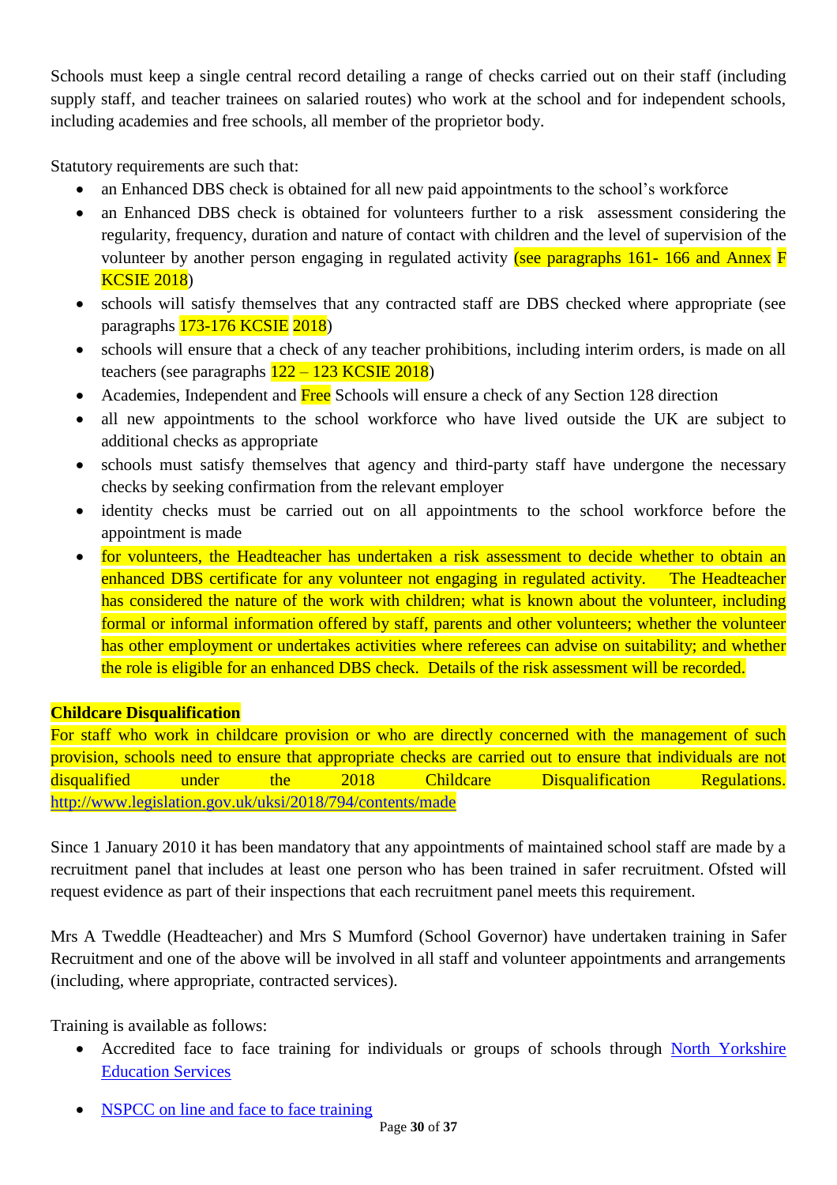Schools must keep a single central record detailing a range of checks carried out on their staff (including supply staff, and teacher trainees on salaried routes) who work at the school and for independent schools, including academies and free schools, all member of the proprietor body.

Statutory requirements are such that:

- an Enhanced DBS check is obtained for all new paid appointments to the school's workforce
- an Enhanced DBS check is obtained for volunteers further to a risk assessment considering the regularity, frequency, duration and nature of contact with children and the level of supervision of the volunteer by another person engaging in regulated activity (see paragraphs 161- 166 and Annex F KCSIE 2018)
- schools will satisfy themselves that any contracted staff are DBS checked where appropriate (see paragraphs 173-176 KCSIE 2018)
- schools will ensure that a check of any teacher prohibitions, including interim orders, is made on all teachers (see paragraphs 122 – 123 KCSIE 2018)
- Academies, Independent and Free Schools will ensure a check of any Section 128 direction
- all new appointments to the school workforce who have lived outside the UK are subject to additional checks as appropriate
- schools must satisfy themselves that agency and third-party staff have undergone the necessary checks by seeking confirmation from the relevant employer
- identity checks must be carried out on all appointments to the school workforce before the appointment is made
- for volunteers, the Headteacher has undertaken a risk assessment to decide whether to obtain an enhanced DBS certificate for any volunteer not engaging in regulated activity. The Headteacher has considered the nature of the work with children; what is known about the volunteer, including formal or informal information offered by staff, parents and other volunteers; whether the volunteer has other employment or undertakes activities where referees can advise on suitability; and whether the role is eligible for an enhanced DBS check. Details of the risk assessment will be recorded.

**Childcare Disqualification**

For staff who work in childcare provision or who are directly concerned with the management of such provision, schools need to ensure that appropriate checks are carried out to ensure that individuals are not disqualified under the 2018 Childcare Disqualification Regulations. http://www.legislation.gov.uk/uksi/2018/794/contents/made

Since 1 January 2010 it has been mandatory that any appointments of maintained school staff are made by a recruitment panel that includes at least one person who has been trained in safer recruitment. Ofsted will request evidence as part of their inspections that each recruitment panel meets this requirement.

Mrs A Tweddle (Headteacher) and Mrs S Mumford (School Governor) have undertaken training in Safer Recruitment and one of the above will be involved in all staff and volunteer appointments and arrangements (including, where appropriate, contracted services).

Training is available as follows:

- Accredited face to face training for individuals or groups of schools through North Yorkshire Education Services
- NSPCC on line and face to face training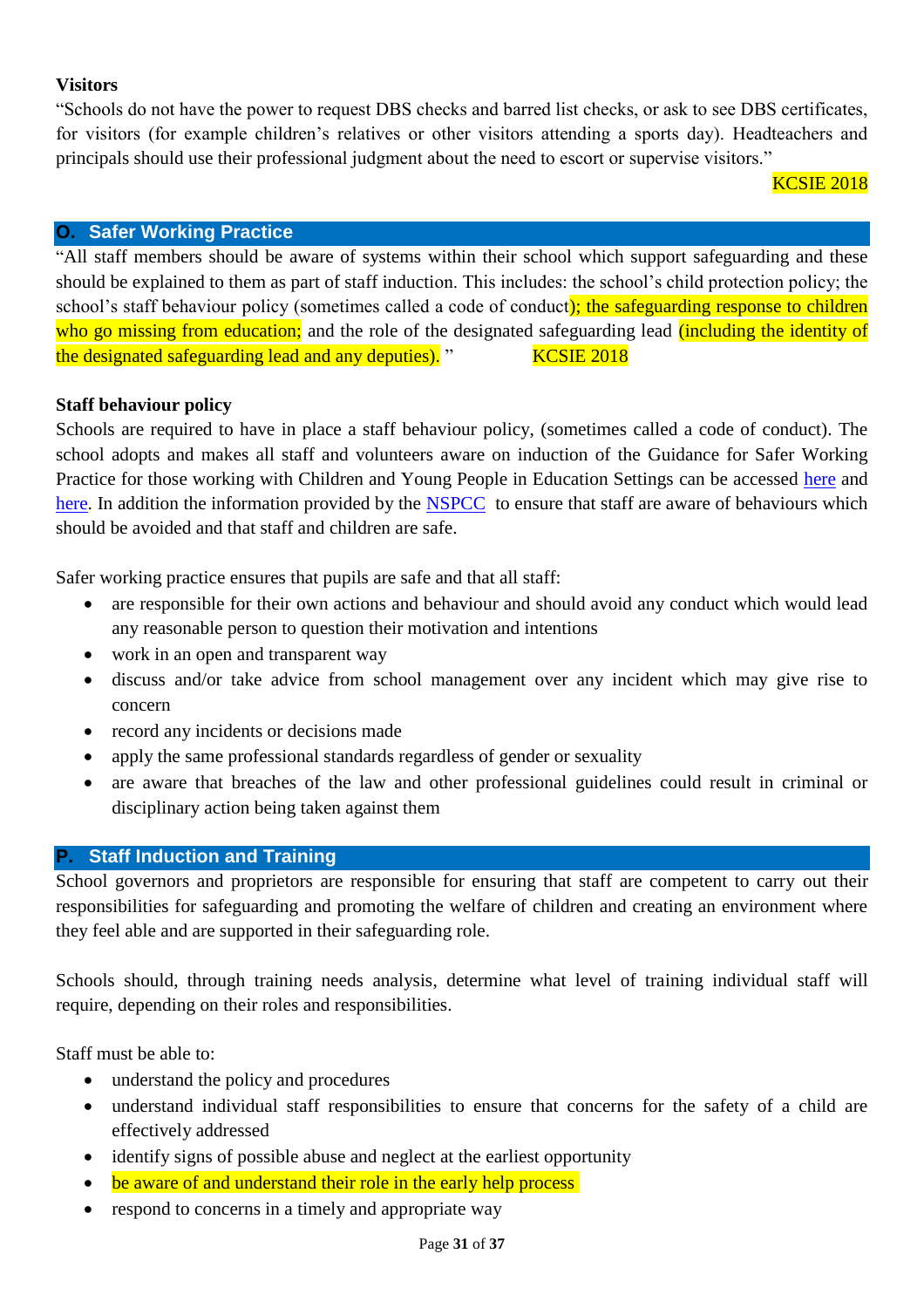**Visitors**

"Schools do not have the power to request DBS checks and barred list checks, or ask to see DBS certificates, for visitors (for example children's relatives or other visitors attending a sports day). Headteachers and principals should use their professional judgment about the need to escort or supervise visitors."

KCSIE 2018

## O. Safer Working Practice

"All staff members should be aware of systems within their school which support safeguarding and these should be explained to them as part of staff induction. This includes: the school's child protection policy; the school's staff behaviour policy (sometimes called a code of conduct); the safeguarding response to children who go missing from education; and the role of the designated safeguarding lead (including the identity of the designated safeguarding lead and any deputies). " KCSIE 2018

**Staff behaviour policy**

Schools are required to have in place a staff behaviour policy, (sometimes called a code of conduct). The school adopts and makes all staff and volunteers aware on induction of the Guidance for Safer Working Practice for those working with Children and Young People in Education Settings can be accessed here and here. In addition the information provided by the NSPCC to ensure that staff are aware of behaviours which should be avoided and that staff and children are safe.

Safer working practice ensures that pupils are safe and that all staff:

- are responsible for their own actions and behaviour and should avoid any conduct which would lead any reasonable person to question their motivation and intentions
- work in an open and transparent way
- discuss and/or take advice from school management over any incident which may give rise to concern
- record any incidents or decisions made
- apply the same professional standards regardless of gender or sexuality
- are aware that breaches of the law and other professional guidelines could result in criminal or disciplinary action being taken against them

## P. Staff Induction and Training

School governors and proprietors are responsible for ensuring that staff are competent to carry out their responsibilities for safeguarding and promoting the welfare of children and creating an environment where they feel able and are supported in their safeguarding role.

Schools should, through training needs analysis, determine what level of training individual staff will require, depending on their roles and responsibilities.

Staff must be able to:

- understand the policy and procedures
- understand individual staff responsibilities to ensure that concerns for the safety of a child are effectively addressed
- identify signs of possible abuse and neglect at the earliest opportunity
- be aware of and understand their role in the early help process
- respond to concerns in a timely and appropriate way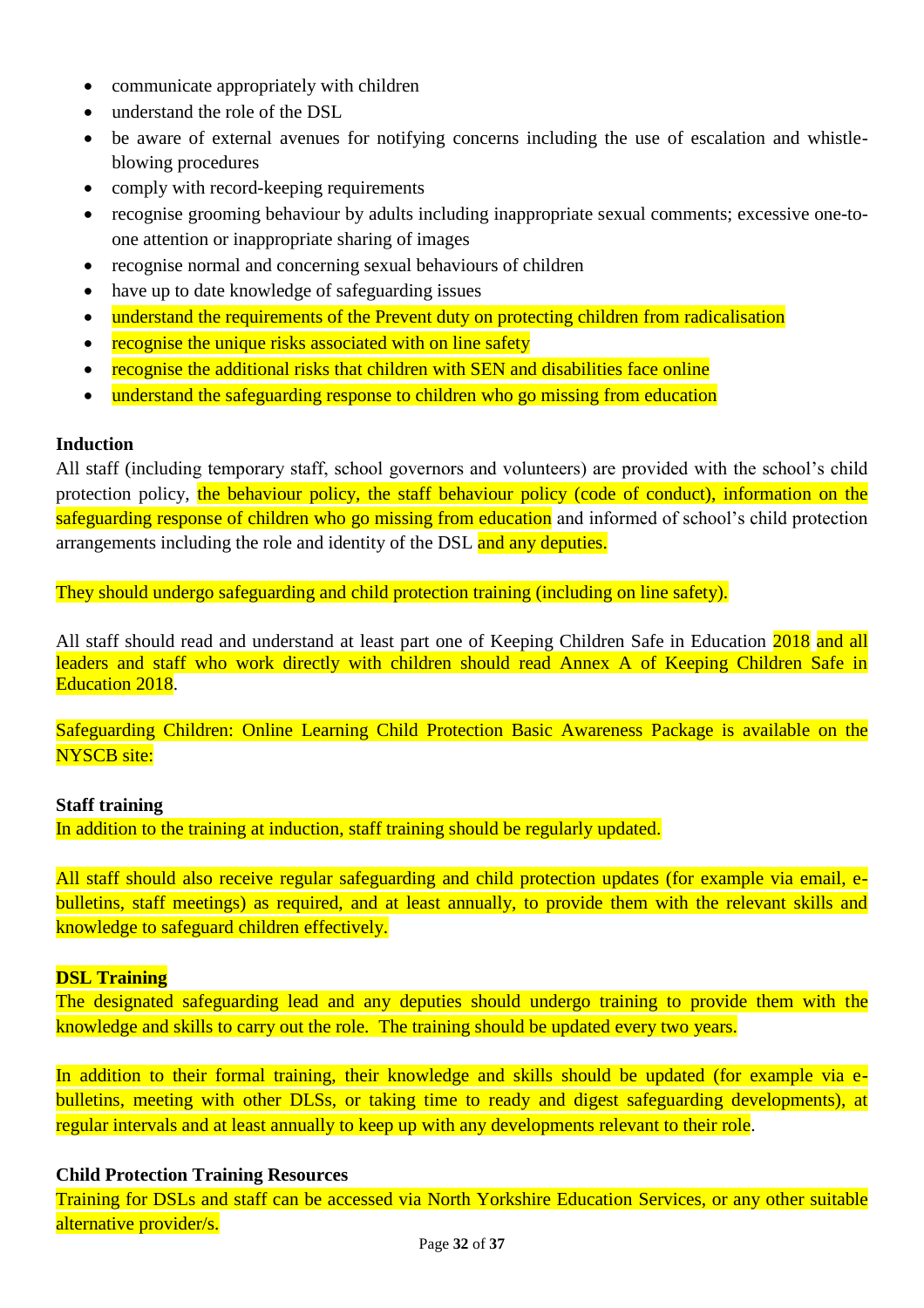- communicate appropriately with children
- understand the role of the DSL
- be aware of external avenues for notifying concerns including the use of escalation and whistle-blowing procedures
- comply with record-keeping requirements
- recognise grooming behaviour by adults including inappropriate sexual comments; excessive one-to-one attention or inappropriate sharing of images
- recognise normal and concerning sexual behaviours of children
- have up to date knowledge of safeguarding issues
- understand the requirements of the Prevent duty on protecting children from radicalisation
- recognise the unique risks associated with on line safety
- recognise the additional risks that children with SEN and disabilities face online
- understand the safeguarding response to children who go missing from education

**Induction**

All staff (including temporary staff, school governors and volunteers) are provided with the school's child protection policy, the behaviour policy, the staff behaviour policy (code of conduct), information on the safeguarding response of children who go missing from education and informed of school's child protection arrangements including the role and identity of the DSL and any deputies.

They should undergo safeguarding and child protection training (including on line safety).

All staff should read and understand at least part one of Keeping Children Safe in Education 2018 and all leaders and staff who work directly with children should read Annex A of Keeping Children Safe in Education 2018.

Safeguarding Children: Online Learning Child Protection Basic Awareness Package is available on the NYSCB site:

**Staff training**

In addition to the training at induction, staff training should be regularly updated.

All staff should also receive regular safeguarding and child protection updates (for example via email, e-bulletins, staff meetings) as required, and at least annually, to provide them with the relevant skills and knowledge to safeguard children effectively.

**DSL Training**

The designated safeguarding lead and any deputies should undergo training to provide them with the knowledge and skills to carry out the role. The training should be updated every two years.

In addition to their formal training, their knowledge and skills should be updated (for example via e-bulletins, meeting with other DLSs, or taking time to ready and digest safeguarding developments), at regular intervals and at least annually to keep up with any developments relevant to their role.

**Child Protection Training Resources**

Training for DSLs and staff can be accessed via North Yorkshire Education Services, or any other suitable alternative provider/s.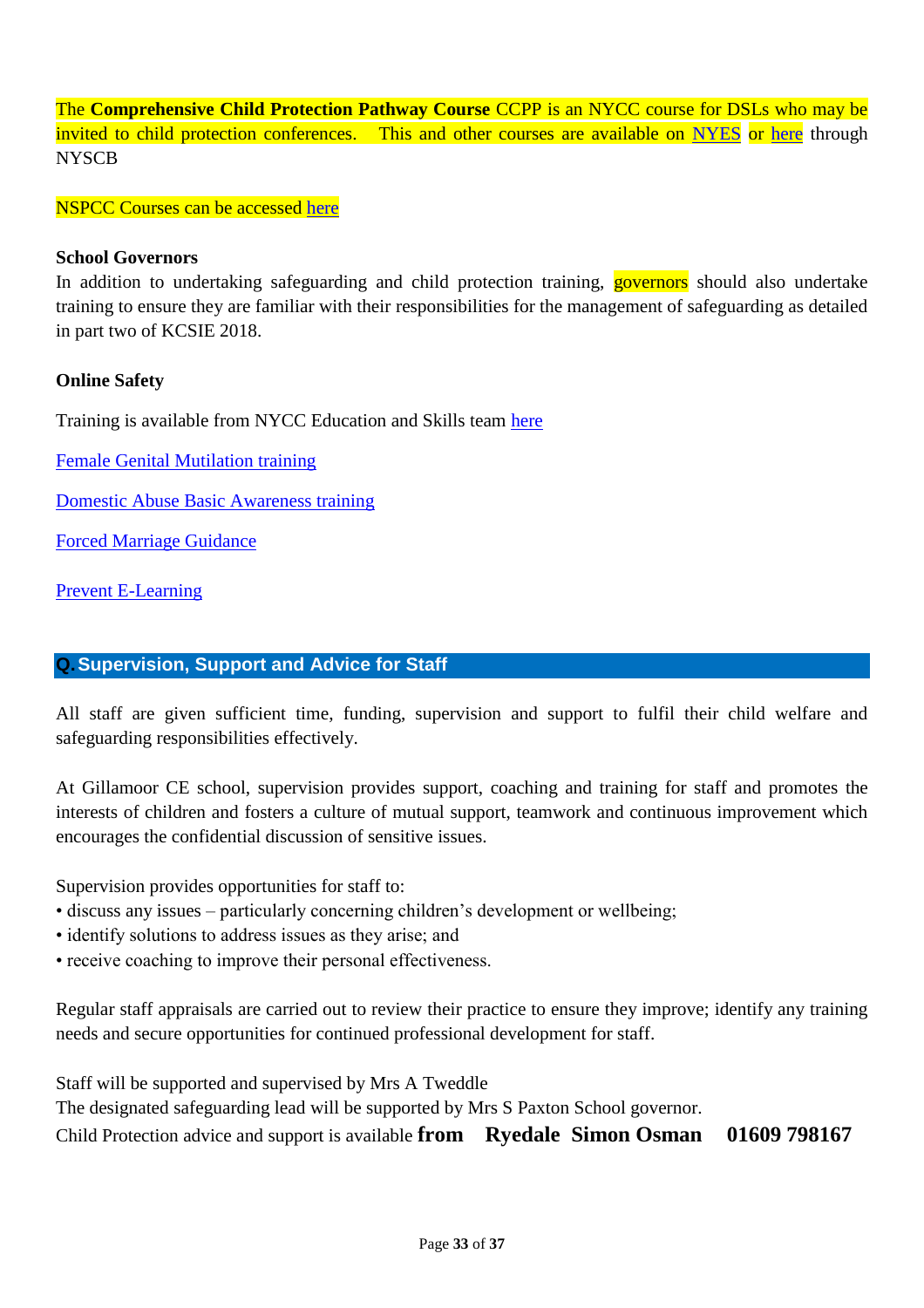The **Comprehensive Child Protection Pathway Course** CCPP is an NYCC course for DSLs who may be invited to child protection conferences. This and other courses are available on NYES or here through NYSCB

NSPCC Courses can be accessed here

**School Governors**

In addition to undertaking safeguarding and child protection training, governors should also undertake training to ensure they are familiar with their responsibilities for the management of safeguarding as detailed in part two of KCSIE 2018.

**Online Safety**

Training is available from NYCC Education and Skills team here

Female Genital Mutilation training

Domestic Abuse Basic Awareness training

Forced Marriage Guidance

Prevent E-Learning

## Q. Supervision, Support and Advice for Staff

All staff are given sufficient time, funding, supervision and support to fulfil their child welfare and safeguarding responsibilities effectively.

At Gillamoor CE school, supervision provides support, coaching and training for staff and promotes the interests of children and fosters a culture of mutual support, teamwork and continuous improvement which encourages the confidential discussion of sensitive issues.

Supervision provides opportunities for staff to:

- discuss any issues – particularly concerning children's development or wellbeing;
- identify solutions to address issues as they arise; and
- receive coaching to improve their personal effectiveness.

Regular staff appraisals are carried out to review their practice to ensure they improve; identify any training needs and secure opportunities for continued professional development for staff.

Staff will be supported and supervised by Mrs A Tweddle

The designated safeguarding lead will be supported by Mrs S Paxton School governor.

Child Protection advice and support is available **from Ryedale Simon Osman 01609 798167**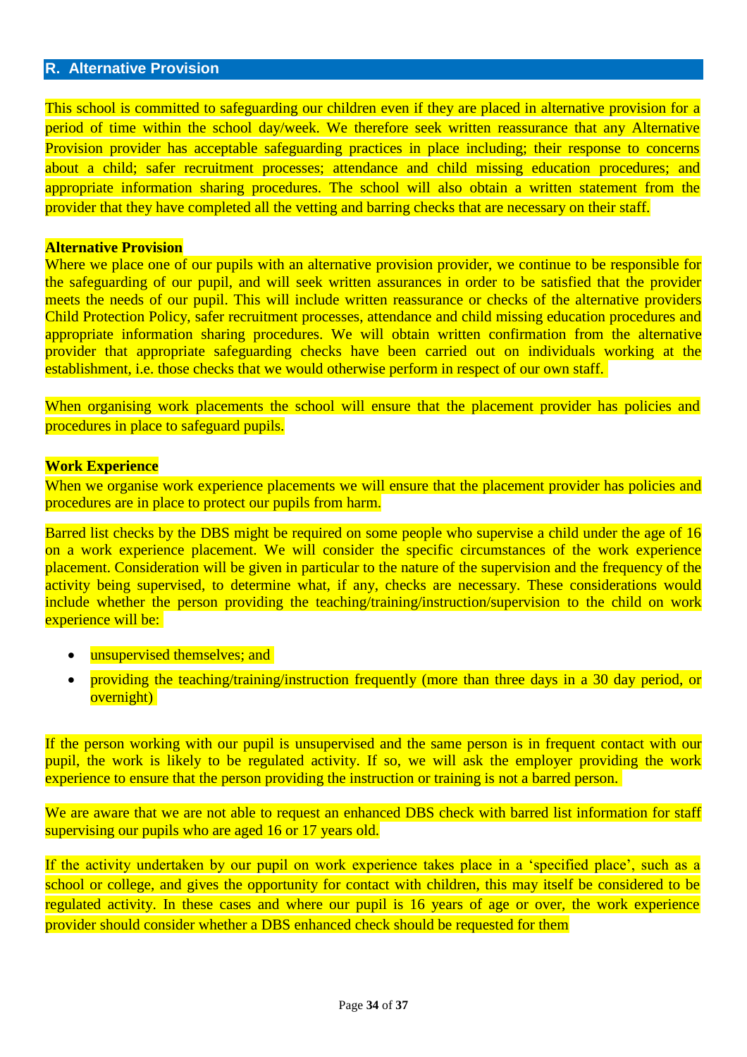## R. Alternative Provision

This school is committed to safeguarding our children even if they are placed in alternative provision for a period of time within the school day/week. We therefore seek written reassurance that any Alternative Provision provider has acceptable safeguarding practices in place including; their response to concerns about a child; safer recruitment processes; attendance and child missing education procedures; and appropriate information sharing procedures. The school will also obtain a written statement from the provider that they have completed all the vetting and barring checks that are necessary on their staff.

**Alternative Provision**

Where we place one of our pupils with an alternative provision provider, we continue to be responsible for the safeguarding of our pupil, and will seek written assurances in order to be satisfied that the provider meets the needs of our pupil. This will include written reassurance or checks of the alternative providers Child Protection Policy, safer recruitment processes, attendance and child missing education procedures and appropriate information sharing procedures. We will obtain written confirmation from the alternative provider that appropriate safeguarding checks have been carried out on individuals working at the establishment, i.e. those checks that we would otherwise perform in respect of our own staff.

When organising work placements the school will ensure that the placement provider has policies and procedures in place to safeguard pupils.

**Work Experience**

When we organise work experience placements we will ensure that the placement provider has policies and procedures are in place to protect our pupils from harm.

Barred list checks by the DBS might be required on some people who supervise a child under the age of 16 on a work experience placement. We will consider the specific circumstances of the work experience placement. Consideration will be given in particular to the nature of the supervision and the frequency of the activity being supervised, to determine what, if any, checks are necessary. These considerations would include whether the person providing the teaching/training/instruction/supervision to the child on work experience will be:

- unsupervised themselves; and
- providing the teaching/training/instruction frequently (more than three days in a 30 day period, or overnight)

If the person working with our pupil is unsupervised and the same person is in frequent contact with our pupil, the work is likely to be regulated activity. If so, we will ask the employer providing the work experience to ensure that the person providing the instruction or training is not a barred person.

We are aware that we are not able to request an enhanced DBS check with barred list information for staff supervising our pupils who are aged 16 or 17 years old.

If the activity undertaken by our pupil on work experience takes place in a 'specified place', such as a school or college, and gives the opportunity for contact with children, this may itself be considered to be regulated activity. In these cases and where our pupil is 16 years of age or over, the work experience provider should consider whether a DBS enhanced check should be requested for them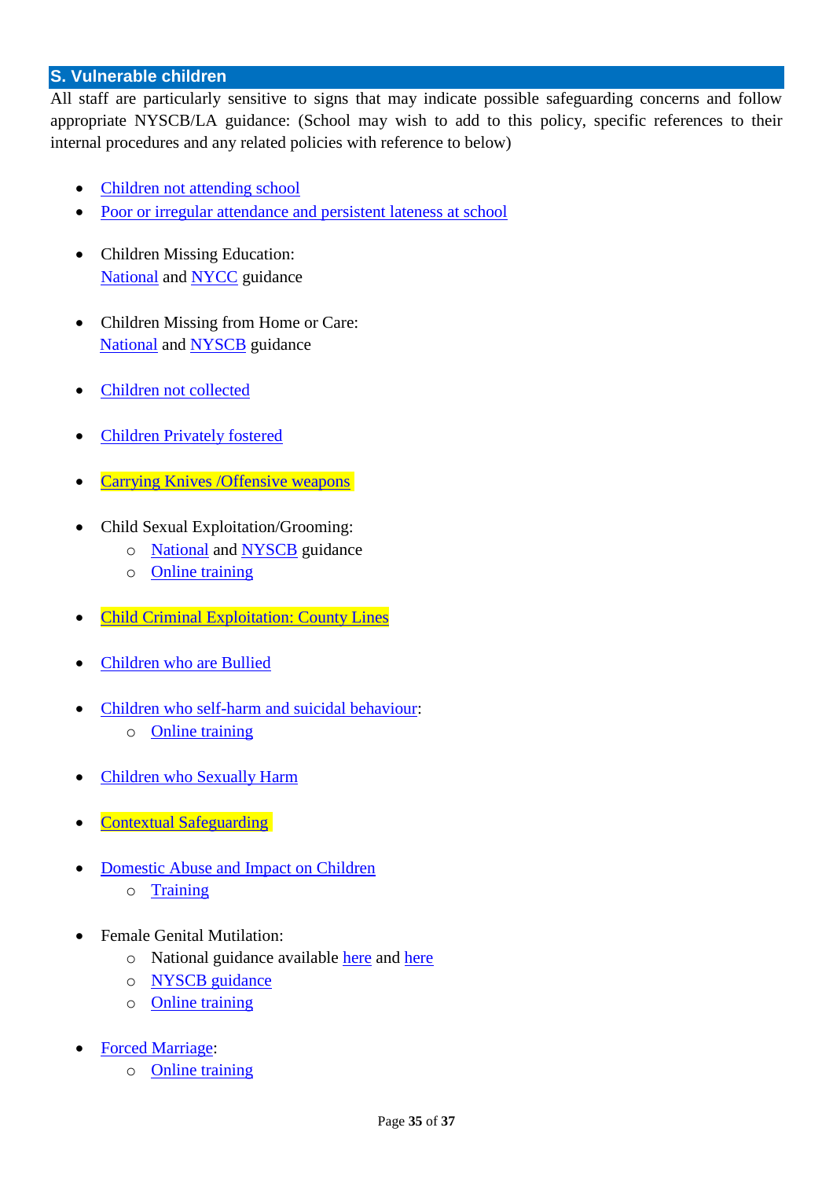## S. Vulnerable children

All staff are particularly sensitive to signs that may indicate possible safeguarding concerns and follow appropriate NYSCB/LA guidance: (School may wish to add to this policy, specific references to their internal procedures and any related policies with reference to below)

- Children not attending school
- Poor or irregular attendance and persistent lateness at school
- Children Missing Education:
  National and NYCC guidance
- Children Missing from Home or Care:
  National and NYSCB guidance
- Children not collected
- Children Privately fostered
- Carrying Knives /Offensive weapons
- Child Sexual Exploitation/Grooming:
  - National and NYSCB guidance
  - Online training
- Child Criminal Exploitation: County Lines
- Children who are Bullied
- Children who self-harm and suicidal behaviour:
  - Online training
- Children who Sexually Harm
- Contextual Safeguarding
- Domestic Abuse and Impact on Children
  - Training
- Female Genital Mutilation:
  - National guidance available here and here
  - NYSCB guidance
  - Online training
- Forced Marriage:
  - Online training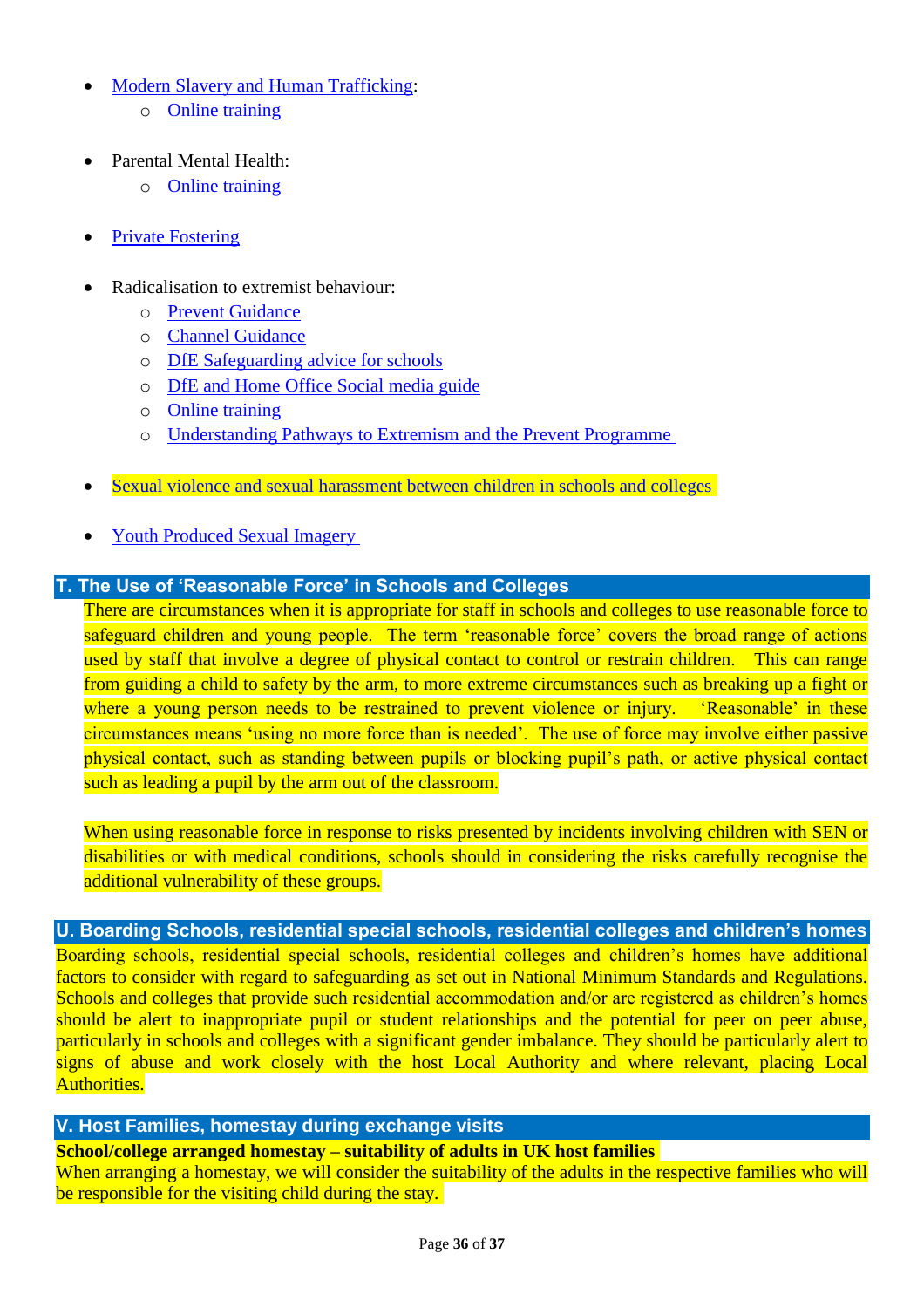- Modern Slavery and Human Trafficking:
  - Online training

- Parental Mental Health:
  - Online training

- Private Fostering

- Radicalisation to extremist behaviour:
  - Prevent Guidance
  - Channel Guidance
  - DfE Safeguarding advice for schools
  - DfE and Home Office Social media guide
  - Online training
  - Understanding Pathways to Extremism and the Prevent Programme

- Sexual violence and sexual harassment between children in schools and colleges

- Youth Produced Sexual Imagery

## T. The Use of 'Reasonable Force' in Schools and Colleges

There are circumstances when it is appropriate for staff in schools and colleges to use reasonable force to safeguard children and young people. The term 'reasonable force' covers the broad range of actions used by staff that involve a degree of physical contact to control or restrain children. This can range from guiding a child to safety by the arm, to more extreme circumstances such as breaking up a fight or where a young person needs to be restrained to prevent violence or injury. 'Reasonable' in these circumstances means 'using no more force than is needed'. The use of force may involve either passive physical contact, such as standing between pupils or blocking pupil's path, or active physical contact such as leading a pupil by the arm out of the classroom.

When using reasonable force in response to risks presented by incidents involving children with SEN or disabilities or with medical conditions, schools should in considering the risks carefully recognise the additional vulnerability of these groups.

## U. Boarding Schools, residential special schools, residential colleges and children's homes

Boarding schools, residential special schools, residential colleges and children's homes have additional factors to consider with regard to safeguarding as set out in National Minimum Standards and Regulations. Schools and colleges that provide such residential accommodation and/or are registered as children's homes should be alert to inappropriate pupil or student relationships and the potential for peer on peer abuse, particularly in schools and colleges with a significant gender imbalance. They should be particularly alert to signs of abuse and work closely with the host Local Authority and where relevant, placing Local Authorities.

## V. Host Families, homestay during exchange visits

**School/college arranged homestay – suitability of adults in UK host families**

When arranging a homestay, we will consider the suitability of the adults in the respective families who will be responsible for the visiting child during the stay.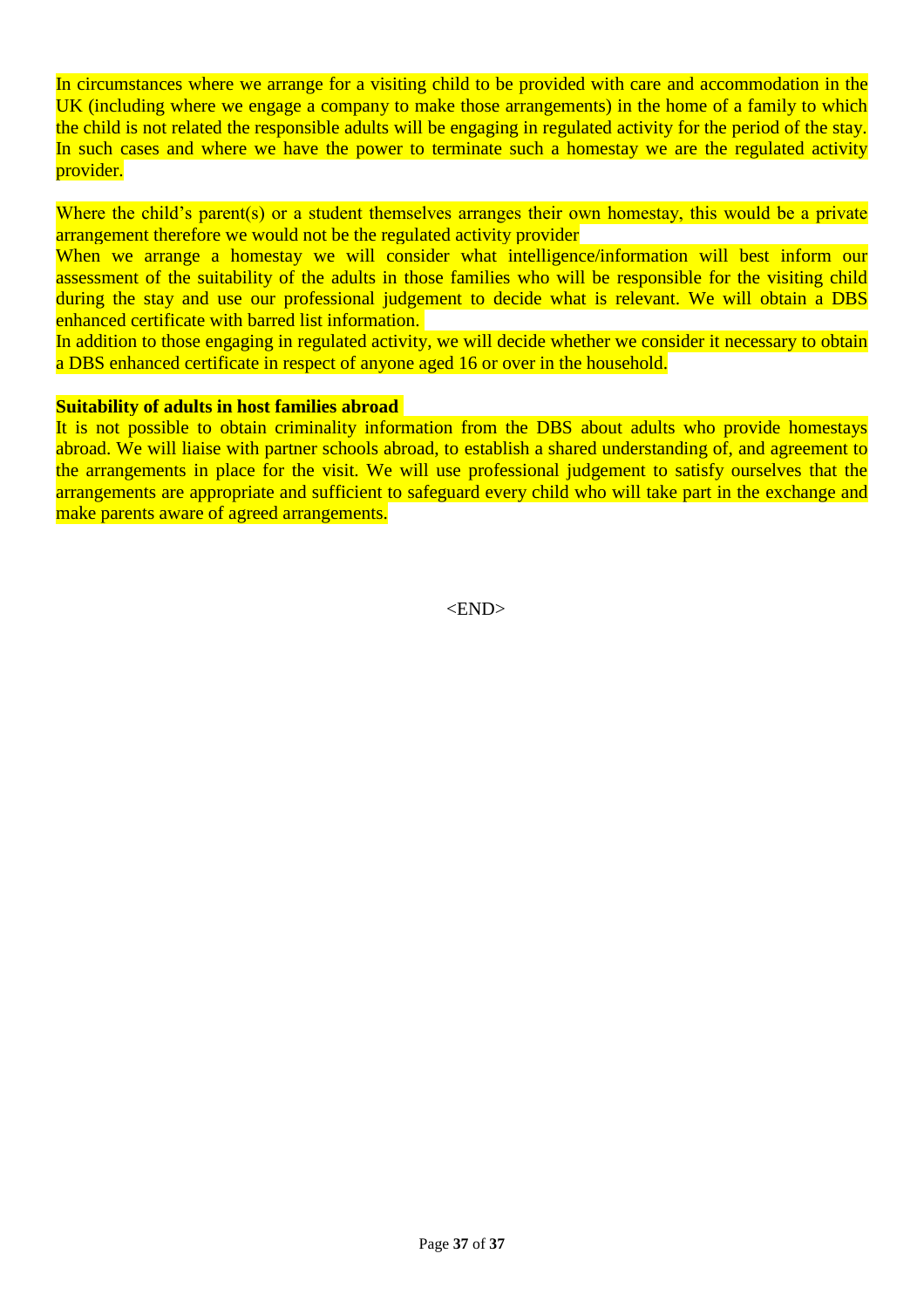In circumstances where we arrange for a visiting child to be provided with care and accommodation in the UK (including where we engage a company to make those arrangements) in the home of a family to which the child is not related the responsible adults will be engaging in regulated activity for the period of the stay. In such cases and where we have the power to terminate such a homestay we are the regulated activity provider.

Where the child's parent(s) or a student themselves arranges their own homestay, this would be a private arrangement therefore we would not be the regulated activity provider

When we arrange a homestay we will consider what intelligence/information will best inform our assessment of the suitability of the adults in those families who will be responsible for the visiting child during the stay and use our professional judgement to decide what is relevant. We will obtain a DBS enhanced certificate with barred list information.

In addition to those engaging in regulated activity, we will decide whether we consider it necessary to obtain a DBS enhanced certificate in respect of anyone aged 16 or over in the household.

**Suitability of adults in host families abroad**

It is not possible to obtain criminality information from the DBS about adults who provide homestays abroad. We will liaise with partner schools abroad, to establish a shared understanding of, and agreement to the arrangements in place for the visit. We will use professional judgement to satisfy ourselves that the arrangements are appropriate and sufficient to safeguard every child who will take part in the exchange and make parents aware of agreed arrangements.

<END>